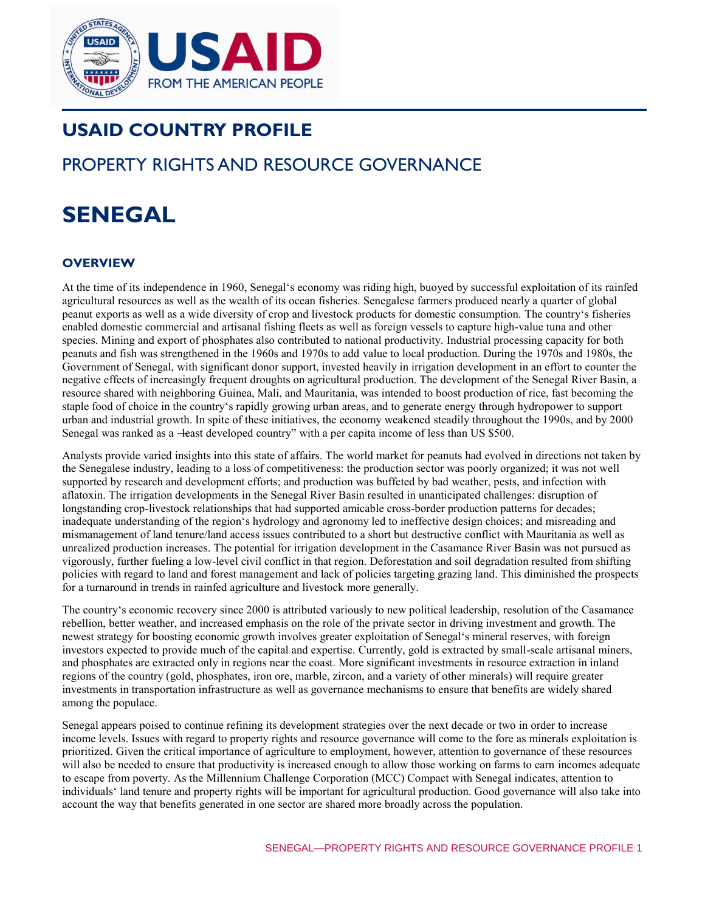# USAID COUNTRY PROFILE

## PROPERTY RIGHTS AND RESOURCE GOVERNANCE

# SENEGAL

### OVERVIEW

At the time of its independence in 1960, Senegal's economy was riding high, buoyed by successful exploitation of its rainfed agricultural resources as well as the wealth of its ocean fisheries. Senegalese farmers produced nearly a quarter of global peanut exports as well as a wide diversity of crop and livestock products for domestic consumption. The country's fisheries enabled domestic commercial and artisanal fishing fleets as well as foreign vessels to capture high-value tuna and other species. Mining and export of phosphates also contributed to national productivity. Industrial processing capacity for both peanuts and fish was strengthened in the 1960s and 1970s to add value to local production. During the 1970s and 1980s, the Government of Senegal, with significant donor support, invested heavily in irrigation development in an effort to counter the negative effects of increasingly frequent droughts on agricultural production. The development of the Senegal River Basin, a resource shared with neighboring Guinea, Mali, and Mauritania, was intended to boost production of rice, fast becoming the staple food of choice in the country's rapidly growing urban areas, and to generate energy through hydropower to support urban and industrial growth. In spite of these initiatives, the economy weakened steadily throughout the 1990s, and by 2000 Senegal was ranked as a "least developed country" with a per capita income of less than US $500.

Analysts provide varied insights into this state of affairs. The world market for peanuts had evolved in directions not taken by the Senegalese industry, leading to a loss of competitiveness: the production sector was poorly organized; it was not well supported by research and development efforts; and production was buffeted by bad weather, pests, and infection with aflatoxin. The irrigation developments in the Senegal River Basin resulted in unanticipated challenges: disruption of longstanding crop-livestock relationships that had supported amicable cross-border production patterns for decades; inadequate understanding of the region's hydrology and agronomy led to ineffective design choices; and misreading and mismanagement of land tenure/land access issues contributed to a short but destructive conflict with Mauritania as well as unrealized production increases. The potential for irrigation development in the Casamance River Basin was not pursued as vigorously, further fueling a low-level civil conflict in that region. Deforestation and soil degradation resulted from shifting policies with regard to land and forest management and lack of policies targeting grazing land. This diminished the prospects for a turnaround in trends in rainfed agriculture and livestock more generally.

The country's economic recovery since 2000 is attributed variously to new political leadership, resolution of the Casamance rebellion, better weather, and increased emphasis on the role of the private sector in driving investment and growth. The newest strategy for boosting economic growth involves greater exploitation of Senegal's mineral reserves, with foreign investors expected to provide much of the capital and expertise. Currently, gold is extracted by small-scale artisanal miners, and phosphates are extracted only in regions near the coast. More significant investments in resource extraction in inland regions of the country (gold, phosphates, iron ore, marble, zircon, and a variety of other minerals) will require greater investments in transportation infrastructure as well as governance mechanisms to ensure that benefits are widely shared among the populace.

Senegal appears poised to continue refining its development strategies over the next decade or two in order to increase income levels. Issues with regard to property rights and resource governance will come to the fore as minerals exploitation is prioritized. Given the critical importance of agriculture to employment, however, attention to governance of these resources will also be needed to ensure that productivity is increased enough to allow those working on farms to earn incomes adequate to escape from poverty. As the Millennium Challenge Corporation (MCC) Compact with Senegal indicates, attention to individuals' land tenure and property rights will be important for agricultural production. Good governance will also take into account the way that benefits generated in one sector are shared more broadly across the population.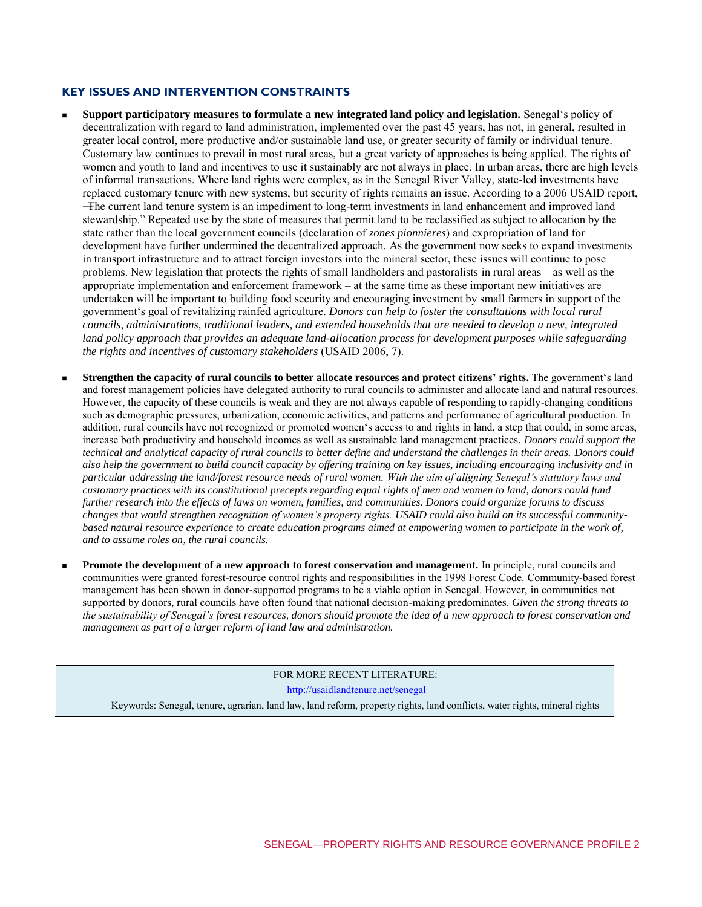### KEY ISSUES AND INTERVENTION CONSTRAINTS

- **Support participatory measures to formulate a new integrated land policy and legislation.** Senegal's policy of decentralization with regard to land administration, implemented over the past 45 years, has not, in general, resulted in greater local control, more productive and/or sustainable land use, or greater security of family or individual tenure. Customary law continues to prevail in most rural areas, but a great variety of approaches is being applied. The rights of women and youth to land and incentives to use it sustainably are not always in place. In urban areas, there are high levels of informal transactions. Where land rights were complex, as in the Senegal River Valley, state-led investments have replaced customary tenure with new systems, but security of rights remains an issue. According to a 2006 USAID report, ―The current land tenure system is an impediment to long-term investments in land enhancement and improved land stewardship." Repeated use by the state of measures that permit land to be reclassified as subject to allocation by the state rather than the local government councils (declaration of *zones pionnieres*) and expropriation of land for development have further undermined the decentralized approach. As the government now seeks to expand investments in transport infrastructure and to attract foreign investors into the mineral sector, these issues will continue to pose problems. New legislation that protects the rights of small landholders and pastoralists in rural areas – as well as the appropriate implementation and enforcement framework – at the same time as these important new initiatives are undertaken will be important to building food security and encouraging investment by small farmers in support of the government's goal of revitalizing rainfed agriculture. *Donors can help to foster the consultations with local rural councils, administrations, traditional leaders, and extended households that are needed to develop a new, integrated land policy approach that provides an adequate land-allocation process for development purposes while safeguarding the rights and incentives of customary stakeholders* (USAID 2006, 7).

- **Strengthen the capacity of rural councils to better allocate resources and protect citizens' rights.** The government's land and forest management policies have delegated authority to rural councils to administer and allocate land and natural resources. However, the capacity of these councils is weak and they are not always capable of responding to rapidly-changing conditions such as demographic pressures, urbanization, economic activities, and patterns and performance of agricultural production. In addition, rural councils have not recognized or promoted women's access to and rights in land, a step that could, in some areas, increase both productivity and household incomes as well as sustainable land management practices. *Donors could support the technical and analytical capacity of rural councils to better define and understand the challenges in their areas. Donors could also help the government to build council capacity by offering training on key issues, including encouraging inclusivity and in particular addressing the land/forest resource needs of rural women. With the aim of aligning Senegal's statutory laws and customary practices with its constitutional precepts regarding equal rights of men and women to land, donors could fund further research into the effects of laws on women, families, and communities. Donors could organize forums to discuss changes that would strengthen recognition of women's property rights. USAID could also build on its successful community-based natural resource experience to create education programs aimed at empowering women to participate in the work of, and to assume roles on, the rural councils.*

- **Promote the development of a new approach to forest conservation and management.** In principle, rural councils and communities were granted forest-resource control rights and responsibilities in the 1998 Forest Code. Community-based forest management has been shown in donor-supported programs to be a viable option in Senegal. However, in communities not supported by donors, rural councils have often found that national decision-making predominates. *Given the strong threats to the sustainability of Senegal's forest resources, donors should promote the idea of a new approach to forest conservation and management as part of a larger reform of land law and administration.*

FOR MORE RECENT LITERATURE:

http://usaidlandtenure.net/senegal

Keywords: Senegal, tenure, agrarian, land law, land reform, property rights, land conflicts, water rights, mineral rights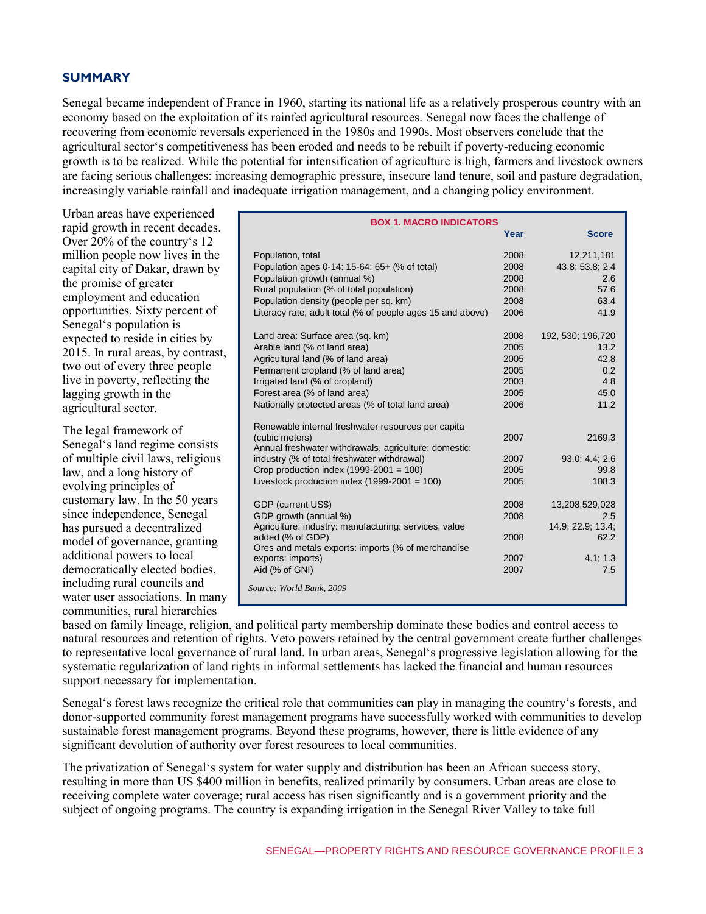## SUMMARY

Senegal became independent of France in 1960, starting its national life as a relatively prosperous country with an economy based on the exploitation of its rainfed agricultural resources. Senegal now faces the challenge of recovering from economic reversals experienced in the 1980s and 1990s. Most observers conclude that the agricultural sector's competitiveness has been eroded and needs to be rebuilt if poverty-reducing economic growth is to be realized. While the potential for intensification of agriculture is high, farmers and livestock owners are facing serious challenges: increasing demographic pressure, insecure land tenure, soil and pasture degradation, increasingly variable rainfall and inadequate irrigation management, and a changing policy environment.

Urban areas have experienced rapid growth in recent decades. Over 20% of the country's 12 million people now lives in the capital city of Dakar, drawn by the promise of greater employment and education opportunities. Sixty percent of Senegal's population is expected to reside in cities by 2015. In rural areas, by contrast, two out of every three people live in poverty, reflecting the lagging growth in the agricultural sector.

**BOX 1. MACRO INDICATORS**

| | Year | Score |
|---|---|---|
| Population, total | 2008 | 12,211,181 |
| Population ages 0-14: 15-64: 65+ (% of total) | 2008 | 43.8; 53.8; 2.4 |
| Population growth (annual %) | 2008 | 2.6 |
| Rural population (% of total population) | 2008 | 57.6 |
| Population density (people per sq. km) | 2008 | 63.4 |
| Literacy rate, adult total (% of people ages 15 and above) | 2006 | 41.9 |
| Land area: Surface area (sq. km) | 2008 | 192, 530; 196,720 |
| Arable land (% of land area) | 2005 | 13.2 |
| Agricultural land (% of land area) | 2005 | 42.8 |
| Permanent cropland (% of land area) | 2005 | 0.2 |
| Irrigated land (% of cropland) | 2003 | 4.8 |
| Forest area (% of land area) | 2005 | 45.0 |
| Nationally protected areas (% of total land area) | 2006 | 11.2 |
| Renewable internal freshwater resources per capita (cubic meters) | 2007 | 2169.3 |
| Annual freshwater withdrawals, agriculture: domestic: industry (% of total freshwater withdrawal) | 2007 | 93.0; 4.4; 2.6 |
| Crop production index (1999-2001 = 100) | 2005 | 99.8 |
| Livestock production index (1999-2001 = 100) | 2005 | 108.3 |
| GDP (current US$) | 2008 | 13,208,529,028 |
| GDP growth (annual %) | 2008 | 2.5 |
| Agriculture: industry: manufacturing: services, value added (% of GDP) | 2008 | 14.9; 22.9; 13.4; 62.2 |
| Ores and metals exports: imports (% of merchandise exports: imports) | 2007 | 4.1; 1.3 |
| Aid (% of GNI) | 2007 | 7.5 |

*Source: World Bank, 2009*

The legal framework of Senegal's land regime consists of multiple civil laws, religious law, and a long history of evolving principles of customary law. In the 50 years since independence, Senegal has pursued a decentralized model of governance, granting additional powers to local democratically elected bodies, including rural councils and water user associations. In many communities, rural hierarchies based on family lineage, religion, and political party membership dominate these bodies and control access to natural resources and retention of rights. Veto powers retained by the central government create further challenges to representative local governance of rural land. In urban areas, Senegal's progressive legislation allowing for the systematic regularization of land rights in informal settlements has lacked the financial and human resources support necessary for implementation.

Senegal's forest laws recognize the critical role that communities can play in managing the country's forests, and donor-supported community forest management programs have successfully worked with communities to develop sustainable forest management programs. Beyond these programs, however, there is little evidence of any significant devolution of authority over forest resources to local communities.

The privatization of Senegal's system for water supply and distribution has been an African success story, resulting in more than US $400 million in benefits, realized primarily by consumers. Urban areas are close to receiving complete water coverage; rural access has risen significantly and is a government priority and the subject of ongoing programs. The country is expanding irrigation in the Senegal River Valley to take full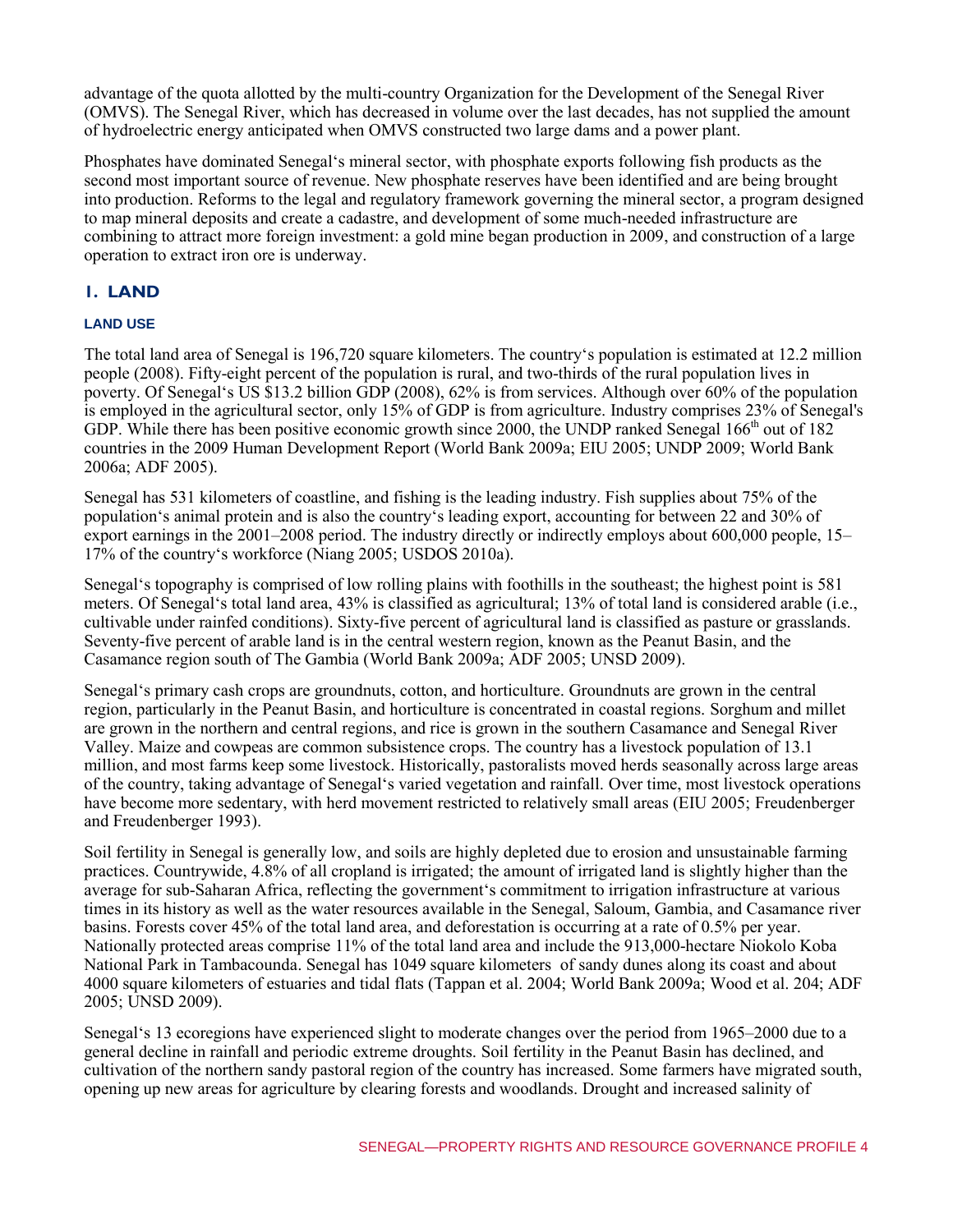advantage of the quota allotted by the multi-country Organization for the Development of the Senegal River (OMVS). The Senegal River, which has decreased in volume over the last decades, has not supplied the amount of hydroelectric energy anticipated when OMVS constructed two large dams and a power plant.

Phosphates have dominated Senegal's mineral sector, with phosphate exports following fish products as the second most important source of revenue. New phosphate reserves have been identified and are being brought into production. Reforms to the legal and regulatory framework governing the mineral sector, a program designed to map mineral deposits and create a cadastre, and development of some much-needed infrastructure are combining to attract more foreign investment: a gold mine began production in 2009, and construction of a large operation to extract iron ore is underway.

## 1. LAND

### LAND USE

The total land area of Senegal is 196,720 square kilometers. The country's population is estimated at 12.2 million people (2008). Fifty-eight percent of the population is rural, and two-thirds of the rural population lives in poverty. Of Senegal's US $13.2 billion GDP (2008), 62% is from services. Although over 60% of the population is employed in the agricultural sector, only 15% of GDP is from agriculture. Industry comprises 23% of Senegal's GDP. While there has been positive economic growth since 2000, the UNDP ranked Senegal 166th out of 182 countries in the 2009 Human Development Report (World Bank 2009a; EIU 2005; UNDP 2009; World Bank 2006a; ADF 2005).

Senegal has 531 kilometers of coastline, and fishing is the leading industry. Fish supplies about 75% of the population's animal protein and is also the country's leading export, accounting for between 22 and 30% of export earnings in the 2001–2008 period. The industry directly or indirectly employs about 600,000 people, 15–17% of the country's workforce (Niang 2005; USDOS 2010a).

Senegal's topography is comprised of low rolling plains with foothills in the southeast; the highest point is 581 meters. Of Senegal's total land area, 43% is classified as agricultural; 13% of total land is considered arable (i.e., cultivable under rainfed conditions). Sixty-five percent of agricultural land is classified as pasture or grasslands. Seventy-five percent of arable land is in the central western region, known as the Peanut Basin, and the Casamance region south of The Gambia (World Bank 2009a; ADF 2005; UNSD 2009).

Senegal's primary cash crops are groundnuts, cotton, and horticulture. Groundnuts are grown in the central region, particularly in the Peanut Basin, and horticulture is concentrated in coastal regions. Sorghum and millet are grown in the northern and central regions, and rice is grown in the southern Casamance and Senegal River Valley. Maize and cowpeas are common subsistence crops. The country has a livestock population of 13.1 million, and most farms keep some livestock. Historically, pastoralists moved herds seasonally across large areas of the country, taking advantage of Senegal's varied vegetation and rainfall. Over time, most livestock operations have become more sedentary, with herd movement restricted to relatively small areas (EIU 2005; Freudenberger and Freudenberger 1993).

Soil fertility in Senegal is generally low, and soils are highly depleted due to erosion and unsustainable farming practices. Countrywide, 4.8% of all cropland is irrigated; the amount of irrigated land is slightly higher than the average for sub-Saharan Africa, reflecting the government's commitment to irrigation infrastructure at various times in its history as well as the water resources available in the Senegal, Saloum, Gambia, and Casamance river basins. Forests cover 45% of the total land area, and deforestation is occurring at a rate of 0.5% per year. Nationally protected areas comprise 11% of the total land area and include the 913,000-hectare Niokolo Koba National Park in Tambacounda. Senegal has 1049 square kilometers of sandy dunes along its coast and about 4000 square kilometers of estuaries and tidal flats (Tappan et al. 2004; World Bank 2009a; Wood et al. 204; ADF 2005; UNSD 2009).

Senegal's 13 ecoregions have experienced slight to moderate changes over the period from 1965–2000 due to a general decline in rainfall and periodic extreme droughts. Soil fertility in the Peanut Basin has declined, and cultivation of the northern sandy pastoral region of the country has increased. Some farmers have migrated south, opening up new areas for agriculture by clearing forests and woodlands. Drought and increased salinity of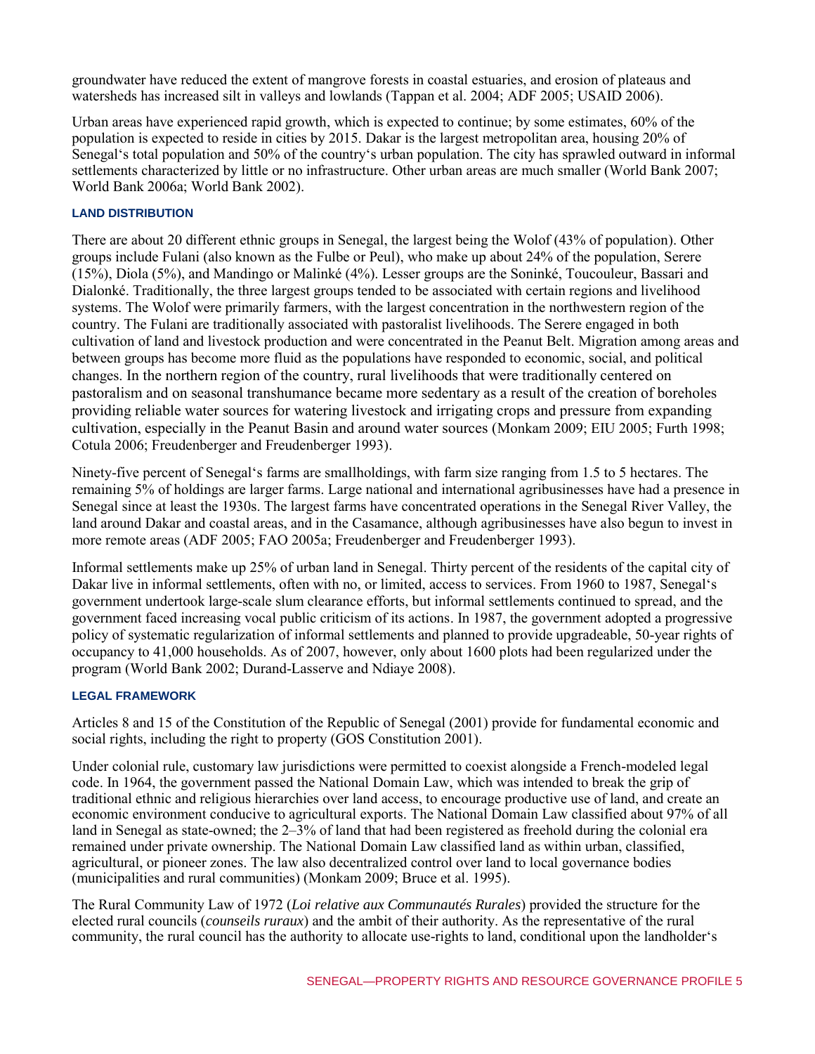groundwater have reduced the extent of mangrove forests in coastal estuaries, and erosion of plateaus and watersheds has increased silt in valleys and lowlands (Tappan et al. 2004; ADF 2005; USAID 2006).

Urban areas have experienced rapid growth, which is expected to continue; by some estimates, 60% of the population is expected to reside in cities by 2015. Dakar is the largest metropolitan area, housing 20% of Senegal's total population and 50% of the country's urban population. The city has sprawled outward in informal settlements characterized by little or no infrastructure. Other urban areas are much smaller (World Bank 2007; World Bank 2006a; World Bank 2002).

### LAND DISTRIBUTION

There are about 20 different ethnic groups in Senegal, the largest being the Wolof (43% of population). Other groups include Fulani (also known as the Fulbe or Peul), who make up about 24% of the population, Serere (15%), Diola (5%), and Mandingo or Malinké (4%). Lesser groups are the Soninké, Toucouleur, Bassari and Dialonké. Traditionally, the three largest groups tended to be associated with certain regions and livelihood systems. The Wolof were primarily farmers, with the largest concentration in the northwestern region of the country. The Fulani are traditionally associated with pastoralist livelihoods. The Serere engaged in both cultivation of land and livestock production and were concentrated in the Peanut Belt. Migration among areas and between groups has become more fluid as the populations have responded to economic, social, and political changes. In the northern region of the country, rural livelihoods that were traditionally centered on pastoralism and on seasonal transhumance became more sedentary as a result of the creation of boreholes providing reliable water sources for watering livestock and irrigating crops and pressure from expanding cultivation, especially in the Peanut Basin and around water sources (Monkam 2009; EIU 2005; Furth 1998; Cotula 2006; Freudenberger and Freudenberger 1993).

Ninety-five percent of Senegal's farms are smallholdings, with farm size ranging from 1.5 to 5 hectares. The remaining 5% of holdings are larger farms. Large national and international agribusinesses have had a presence in Senegal since at least the 1930s. The largest farms have concentrated operations in the Senegal River Valley, the land around Dakar and coastal areas, and in the Casamance, although agribusinesses have also begun to invest in more remote areas (ADF 2005; FAO 2005a; Freudenberger and Freudenberger 1993).

Informal settlements make up 25% of urban land in Senegal. Thirty percent of the residents of the capital city of Dakar live in informal settlements, often with no, or limited, access to services. From 1960 to 1987, Senegal's government undertook large-scale slum clearance efforts, but informal settlements continued to spread, and the government faced increasing vocal public criticism of its actions. In 1987, the government adopted a progressive policy of systematic regularization of informal settlements and planned to provide upgradeable, 50-year rights of occupancy to 41,000 households. As of 2007, however, only about 1600 plots had been regularized under the program (World Bank 2002; Durand-Lasserve and Ndiaye 2008).

### LEGAL FRAMEWORK

Articles 8 and 15 of the Constitution of the Republic of Senegal (2001) provide for fundamental economic and social rights, including the right to property (GOS Constitution 2001).

Under colonial rule, customary law jurisdictions were permitted to coexist alongside a French-modeled legal code. In 1964, the government passed the National Domain Law, which was intended to break the grip of traditional ethnic and religious hierarchies over land access, to encourage productive use of land, and create an economic environment conducive to agricultural exports. The National Domain Law classified about 97% of all land in Senegal as state-owned; the 2–3% of land that had been registered as freehold during the colonial era remained under private ownership. The National Domain Law classified land as within urban, classified, agricultural, or pioneer zones. The law also decentralized control over land to local governance bodies (municipalities and rural communities) (Monkam 2009; Bruce et al. 1995).

The Rural Community Law of 1972 (*Loi relative aux Communautés Rurales*) provided the structure for the elected rural councils (*counseils ruraux*) and the ambit of their authority. As the representative of the rural community, the rural council has the authority to allocate use-rights to land, conditional upon the landholder's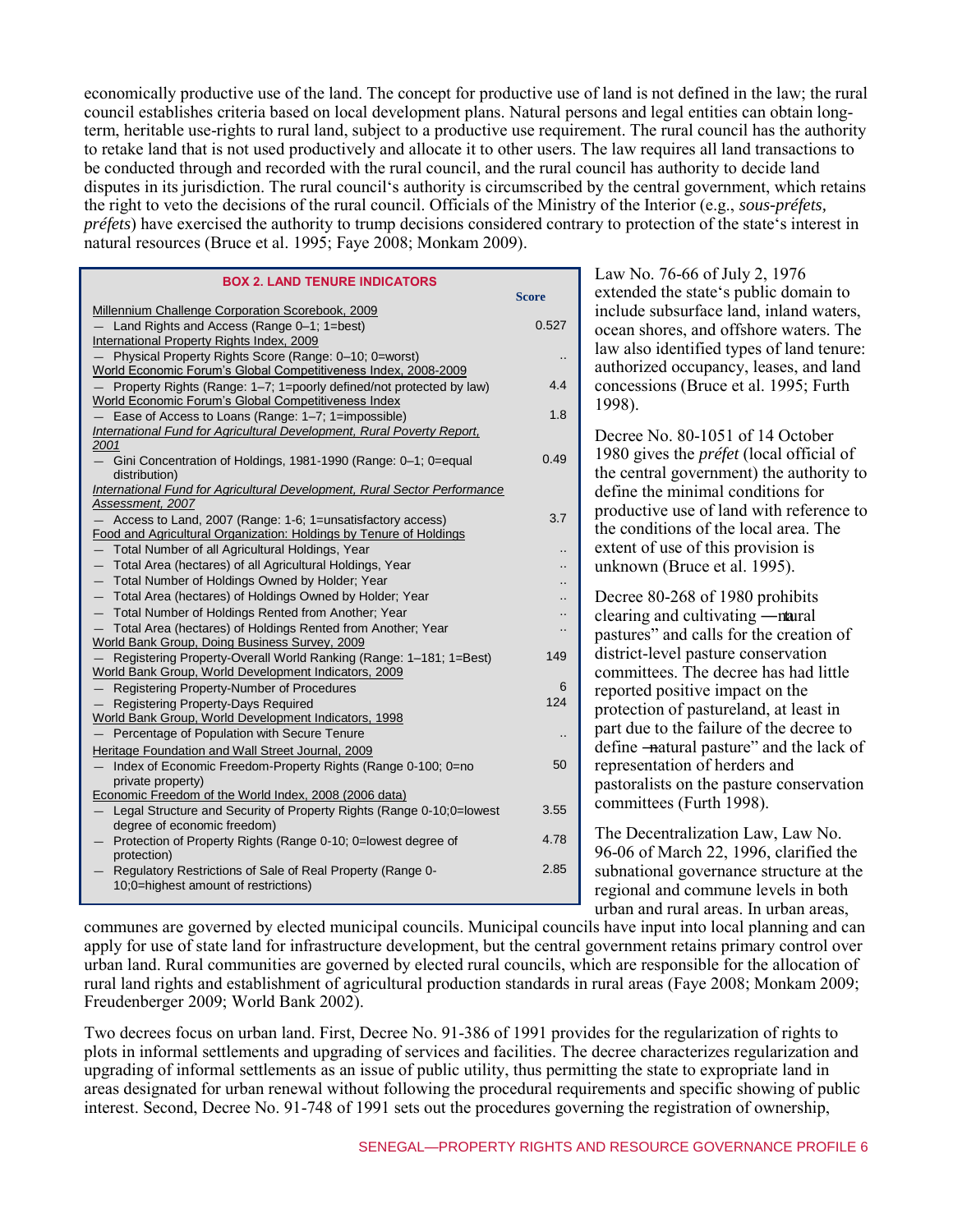economically productive use of the land. The concept for productive use of land is not defined in the law; the rural council establishes criteria based on local development plans. Natural persons and legal entities can obtain long-term, heritable use-rights to rural land, subject to a productive use requirement. The rural council has the authority to retake land that is not used productively and allocate it to other users. The law requires all land transactions to be conducted through and recorded with the rural council, and the rural council has authority to decide land disputes in its jurisdiction. The rural council's authority is circumscribed by the central government, which retains the right to veto the decisions of the rural council. Officials of the Ministry of the Interior (e.g., *sous-préfets, préfets*) have exercised the authority to trump decisions considered contrary to protection of the state's interest in natural resources (Bruce et al. 1995; Faye 2008; Monkam 2009).

**BOX 2. LAND TENURE INDICATORS**

| | Score |
|---|---|
| Millennium Challenge Corporation Scorebook, 2009 | |
| — Land Rights and Access (Range 0–1; 1=best) | 0.527 |
| International Property Rights Index, 2009 | |
| — Physical Property Rights Score (Range: 0–10; 0=worst) | .. |
| World Economic Forum's Global Competitiveness Index, 2008-2009 | |
| — Property Rights (Range: 1–7; 1=poorly defined/not protected by law) | 4.4 |
| World Economic Forum's Global Competitiveness Index | |
| — Ease of Access to Loans (Range: 1–7; 1=impossible) | 1.8 |
| *International Fund for Agricultural Development, Rural Poverty Report, 2001* | |
| — Gini Concentration of Holdings, 1981-1990 (Range: 0–1; 0=equal distribution) | 0.49 |
| *International Fund for Agricultural Development, Rural Sector Performance Assessment, 2007* | |
| — Access to Land, 2007 (Range: 1-6; 1=unsatisfactory access) | 3.7 |
| Food and Agricultural Organization: Holdings by Tenure of Holdings | |
| — Total Number of all Agricultural Holdings, Year | .. |
| — Total Area (hectares) of all Agricultural Holdings, Year | .. |
| — Total Number of Holdings Owned by Holder; Year | .. |
| — Total Area (hectares) of Holdings Owned by Holder; Year | .. |
| — Total Number of Holdings Rented from Another; Year | .. |
| — Total Area (hectares) of Holdings Rented from Another; Year | .. |
| World Bank Group, Doing Business Survey, 2009 | |
| — Registering Property-Overall World Ranking (Range: 1–181; 1=Best) | 149 |
| World Bank Group, World Development Indicators, 2009 | |
| — Registering Property-Number of Procedures | 6 |
| — Registering Property-Days Required | 124 |
| World Bank Group, World Development Indicators, 1998 | |
| — Percentage of Population with Secure Tenure | .. |
| Heritage Foundation and Wall Street Journal, 2009 | |
| — Index of Economic Freedom-Property Rights (Range 0-100; 0=no private property) | 50 |
| Economic Freedom of the World Index, 2008 (2006 data) | |
| — Legal Structure and Security of Property Rights (Range 0-10;0=lowest degree of economic freedom) | 3.55 |
| — Protection of Property Rights (Range 0-10; 0=lowest degree of protection) | 4.78 |
| — Regulatory Restrictions of Sale of Real Property (Range 0-10;0=highest amount of restrictions) | 2.85 |

Law No. 76-66 of July 2, 1976 extended the state's public domain to include subsurface land, inland waters, ocean shores, and offshore waters. The law also identified types of land tenure: authorized occupancy, leases, and land concessions (Bruce et al. 1995; Furth 1998).

Decree No. 80-1051 of 14 October 1980 gives the *préfet* (local official of the central government) the authority to define the minimal conditions for productive use of land with reference to the conditions of the local area. The extent of use of this provision is unknown (Bruce et al. 1995).

Decree 80-268 of 1980 prohibits clearing and cultivating ―natural pastures" and calls for the creation of district-level pasture conservation committees. The decree has had little reported positive impact on the protection of pastureland, at least in part due to the failure of the decree to define ―natural pasture" and the lack of representation of herders and pastoralists on the pasture conservation committees (Furth 1998).

The Decentralization Law, Law No. 96-06 of March 22, 1996, clarified the subnational governance structure at the regional and commune levels in both urban and rural areas. In urban areas, communes are governed by elected municipal councils. Municipal councils have input into local planning and can apply for use of state land for infrastructure development, but the central government retains primary control over urban land. Rural communities are governed by elected rural councils, which are responsible for the allocation of rural land rights and establishment of agricultural production standards in rural areas (Faye 2008; Monkam 2009; Freudenberger 2009; World Bank 2002).

Two decrees focus on urban land. First, Decree No. 91-386 of 1991 provides for the regularization of rights to plots in informal settlements and upgrading of services and facilities. The decree characterizes regularization and upgrading of informal settlements as an issue of public utility, thus permitting the state to expropriate land in areas designated for urban renewal without following the procedural requirements and specific showing of public interest. Second, Decree No. 91-748 of 1991 sets out the procedures governing the registration of ownership,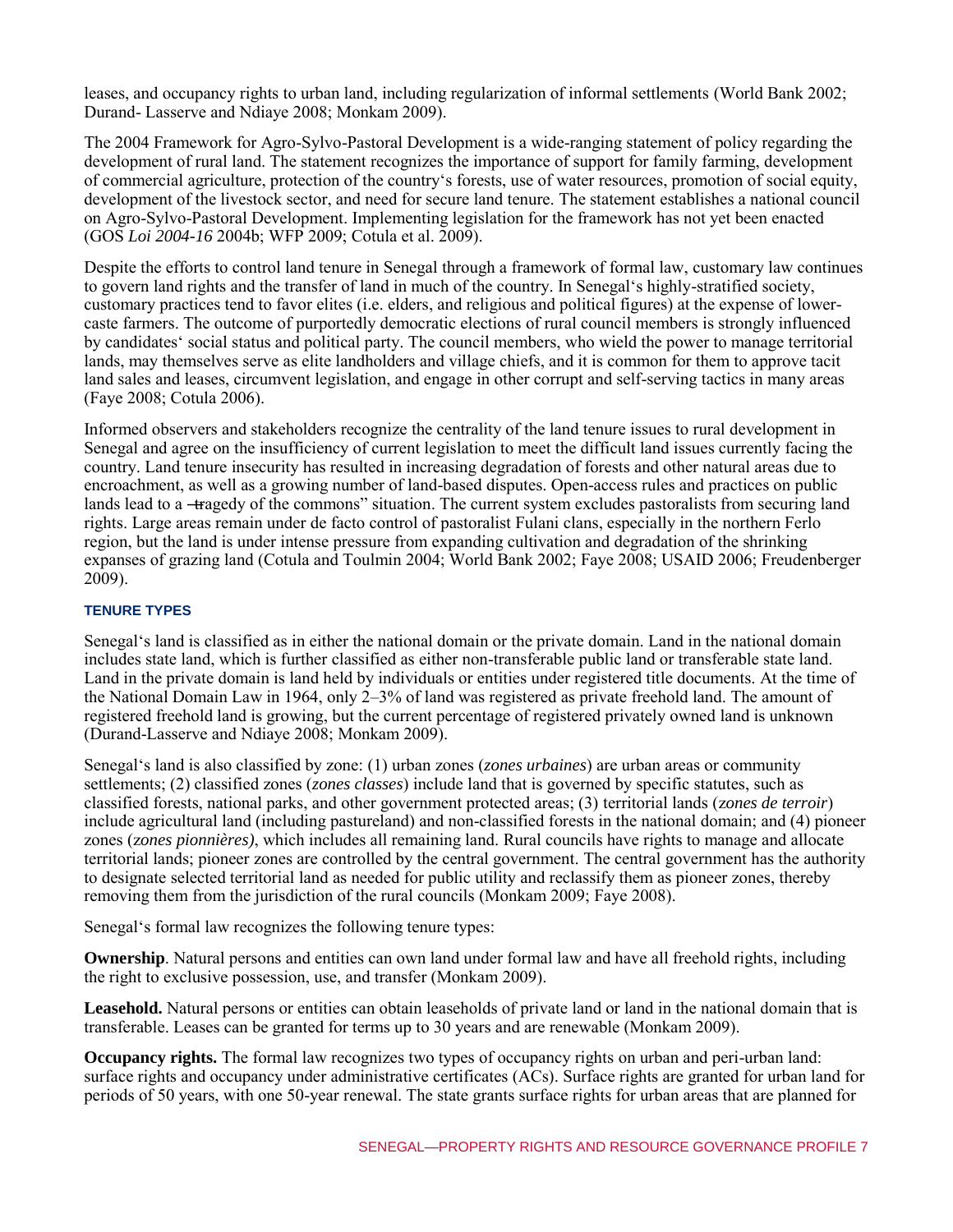leases, and occupancy rights to urban land, including regularization of informal settlements (World Bank 2002; Durand- Lasserve and Ndiaye 2008; Monkam 2009).

The 2004 Framework for Agro-Sylvo-Pastoral Development is a wide-ranging statement of policy regarding the development of rural land. The statement recognizes the importance of support for family farming, development of commercial agriculture, protection of the country's forests, use of water resources, promotion of social equity, development of the livestock sector, and need for secure land tenure. The statement establishes a national council on Agro-Sylvo-Pastoral Development. Implementing legislation for the framework has not yet been enacted (GOS *Loi 2004-16* 2004b; WFP 2009; Cotula et al. 2009).

Despite the efforts to control land tenure in Senegal through a framework of formal law, customary law continues to govern land rights and the transfer of land in much of the country. In Senegal's highly-stratified society, customary practices tend to favor elites (i.e. elders, and religious and political figures) at the expense of lower-caste farmers. The outcome of purportedly democratic elections of rural council members is strongly influenced by candidates' social status and political party. The council members, who wield the power to manage territorial lands, may themselves serve as elite landholders and village chiefs, and it is common for them to approve tacit land sales and leases, circumvent legislation, and engage in other corrupt and self-serving tactics in many areas (Faye 2008; Cotula 2006).

Informed observers and stakeholders recognize the centrality of the land tenure issues to rural development in Senegal and agree on the insufficiency of current legislation to meet the difficult land issues currently facing the country. Land tenure insecurity has resulted in increasing degradation of forests and other natural areas due to encroachment, as well as a growing number of land-based disputes. Open-access rules and practices on public lands lead to a "tragedy of the commons" situation. The current system excludes pastoralists from securing land rights. Large areas remain under de facto control of pastoralist Fulani clans, especially in the northern Ferlo region, but the land is under intense pressure from expanding cultivation and degradation of the shrinking expanses of grazing land (Cotula and Toulmin 2004; World Bank 2002; Faye 2008; USAID 2006; Freudenberger 2009).

#### TENURE TYPES

Senegal's land is classified as in either the national domain or the private domain. Land in the national domain includes state land, which is further classified as either non-transferable public land or transferable state land. Land in the private domain is land held by individuals or entities under registered title documents. At the time of the National Domain Law in 1964, only 2–3% of land was registered as private freehold land. The amount of registered freehold land is growing, but the current percentage of registered privately owned land is unknown (Durand-Lasserve and Ndiaye 2008; Monkam 2009).

Senegal's land is also classified by zone: (1) urban zones (*zones urbaines*) are urban areas or community settlements; (2) classified zones (*zones classes*) include land that is governed by specific statutes, such as classified forests, national parks, and other government protected areas; (3) territorial lands (*zones de terroir*) include agricultural land (including pastureland) and non-classified forests in the national domain; and (4) pioneer zones (*zones pionnières)*, which includes all remaining land. Rural councils have rights to manage and allocate territorial lands; pioneer zones are controlled by the central government. The central government has the authority to designate selected territorial land as needed for public utility and reclassify them as pioneer zones, thereby removing them from the jurisdiction of the rural councils (Monkam 2009; Faye 2008).

Senegal's formal law recognizes the following tenure types:

**Ownership**. Natural persons and entities can own land under formal law and have all freehold rights, including the right to exclusive possession, use, and transfer (Monkam 2009).

**Leasehold.** Natural persons or entities can obtain leaseholds of private land or land in the national domain that is transferable. Leases can be granted for terms up to 30 years and are renewable (Monkam 2009).

**Occupancy rights.** The formal law recognizes two types of occupancy rights on urban and peri-urban land: surface rights and occupancy under administrative certificates (ACs). Surface rights are granted for urban land for periods of 50 years, with one 50-year renewal. The state grants surface rights for urban areas that are planned for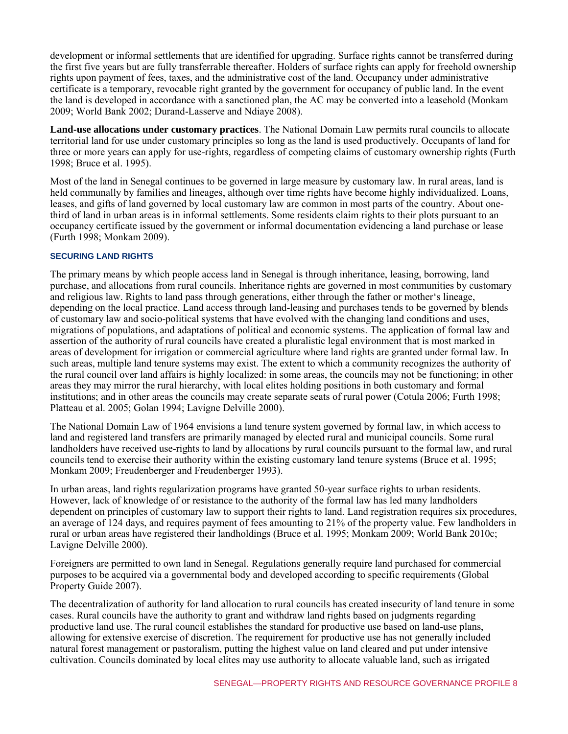development or informal settlements that are identified for upgrading. Surface rights cannot be transferred during the first five years but are fully transferrable thereafter. Holders of surface rights can apply for freehold ownership rights upon payment of fees, taxes, and the administrative cost of the land. Occupancy under administrative certificate is a temporary, revocable right granted by the government for occupancy of public land. In the event the land is developed in accordance with a sanctioned plan, the AC may be converted into a leasehold (Monkam 2009; World Bank 2002; Durand-Lasserve and Ndiaye 2008).

**Land-use allocations under customary practices**. The National Domain Law permits rural councils to allocate territorial land for use under customary principles so long as the land is used productively. Occupants of land for three or more years can apply for use-rights, regardless of competing claims of customary ownership rights (Furth 1998; Bruce et al. 1995).

Most of the land in Senegal continues to be governed in large measure by customary law. In rural areas, land is held communally by families and lineages, although over time rights have become highly individualized. Loans, leases, and gifts of land governed by local customary law are common in most parts of the country. About one-third of land in urban areas is in informal settlements. Some residents claim rights to their plots pursuant to an occupancy certificate issued by the government or informal documentation evidencing a land purchase or lease (Furth 1998; Monkam 2009).

### SECURING LAND RIGHTS

The primary means by which people access land in Senegal is through inheritance, leasing, borrowing, land purchase, and allocations from rural councils. Inheritance rights are governed in most communities by customary and religious law. Rights to land pass through generations, either through the father or mother's lineage, depending on the local practice. Land access through land-leasing and purchases tends to be governed by blends of customary law and socio-political systems that have evolved with the changing land conditions and uses, migrations of populations, and adaptations of political and economic systems. The application of formal law and assertion of the authority of rural councils have created a pluralistic legal environment that is most marked in areas of development for irrigation or commercial agriculture where land rights are granted under formal law. In such areas, multiple land tenure systems may exist. The extent to which a community recognizes the authority of the rural council over land affairs is highly localized: in some areas, the councils may not be functioning; in other areas they may mirror the rural hierarchy, with local elites holding positions in both customary and formal institutions; and in other areas the councils may create separate seats of rural power (Cotula 2006; Furth 1998; Platteau et al. 2005; Golan 1994; Lavigne Delville 2000).

The National Domain Law of 1964 envisions a land tenure system governed by formal law, in which access to land and registered land transfers are primarily managed by elected rural and municipal councils. Some rural landholders have received use-rights to land by allocations by rural councils pursuant to the formal law, and rural councils tend to exercise their authority within the existing customary land tenure systems (Bruce et al. 1995; Monkam 2009; Freudenberger and Freudenberger 1993).

In urban areas, land rights regularization programs have granted 50-year surface rights to urban residents. However, lack of knowledge of or resistance to the authority of the formal law has led many landholders dependent on principles of customary law to support their rights to land. Land registration requires six procedures, an average of 124 days, and requires payment of fees amounting to 21% of the property value. Few landholders in rural or urban areas have registered their landholdings (Bruce et al. 1995; Monkam 2009; World Bank 2010c; Lavigne Delville 2000).

Foreigners are permitted to own land in Senegal. Regulations generally require land purchased for commercial purposes to be acquired via a governmental body and developed according to specific requirements (Global Property Guide 2007).

The decentralization of authority for land allocation to rural councils has created insecurity of land tenure in some cases. Rural councils have the authority to grant and withdraw land rights based on judgments regarding productive land use. The rural council establishes the standard for productive use based on land-use plans, allowing for extensive exercise of discretion. The requirement for productive use has not generally included natural forest management or pastoralism, putting the highest value on land cleared and put under intensive cultivation. Councils dominated by local elites may use authority to allocate valuable land, such as irrigated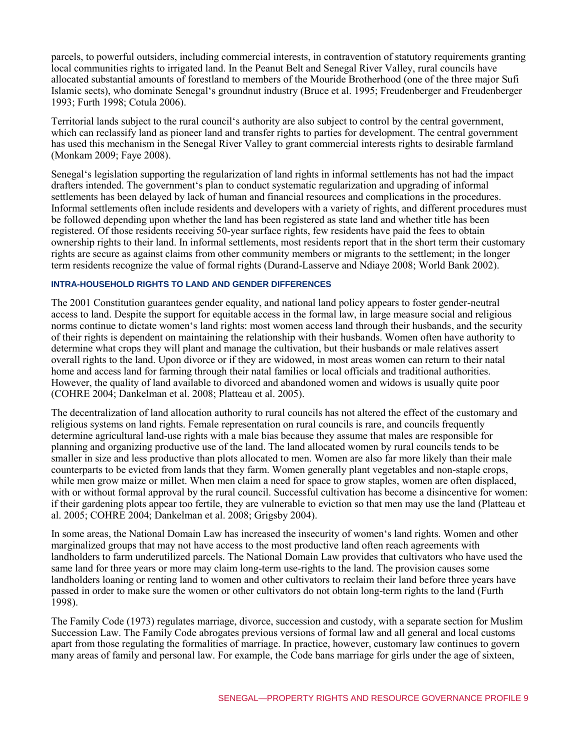parcels, to powerful outsiders, including commercial interests, in contravention of statutory requirements granting local communities rights to irrigated land. In the Peanut Belt and Senegal River Valley, rural councils have allocated substantial amounts of forestland to members of the Mouride Brotherhood (one of the three major Sufi Islamic sects), who dominate Senegal's groundnut industry (Bruce et al. 1995; Freudenberger and Freudenberger 1993; Furth 1998; Cotula 2006).

Territorial lands subject to the rural council's authority are also subject to control by the central government, which can reclassify land as pioneer land and transfer rights to parties for development. The central government has used this mechanism in the Senegal River Valley to grant commercial interests rights to desirable farmland (Monkam 2009; Faye 2008).

Senegal's legislation supporting the regularization of land rights in informal settlements has not had the impact drafters intended. The government's plan to conduct systematic regularization and upgrading of informal settlements has been delayed by lack of human and financial resources and complications in the procedures. Informal settlements often include residents and developers with a variety of rights, and different procedures must be followed depending upon whether the land has been registered as state land and whether title has been registered. Of those residents receiving 50-year surface rights, few residents have paid the fees to obtain ownership rights to their land. In informal settlements, most residents report that in the short term their customary rights are secure as against claims from other community members or migrants to the settlement; in the longer term residents recognize the value of formal rights (Durand-Lasserve and Ndiaye 2008; World Bank 2002).

### INTRA-HOUSEHOLD RIGHTS TO LAND AND GENDER DIFFERENCES

The 2001 Constitution guarantees gender equality, and national land policy appears to foster gender-neutral access to land. Despite the support for equitable access in the formal law, in large measure social and religious norms continue to dictate women's land rights: most women access land through their husbands, and the security of their rights is dependent on maintaining the relationship with their husbands. Women often have authority to determine what crops they will plant and manage the cultivation, but their husbands or male relatives assert overall rights to the land. Upon divorce or if they are widowed, in most areas women can return to their natal home and access land for farming through their natal families or local officials and traditional authorities. However, the quality of land available to divorced and abandoned women and widows is usually quite poor (COHRE 2004; Dankelman et al. 2008; Platteau et al. 2005).

The decentralization of land allocation authority to rural councils has not altered the effect of the customary and religious systems on land rights. Female representation on rural councils is rare, and councils frequently determine agricultural land-use rights with a male bias because they assume that males are responsible for planning and organizing productive use of the land. The land allocated women by rural councils tends to be smaller in size and less productive than plots allocated to men. Women are also far more likely than their male counterparts to be evicted from lands that they farm. Women generally plant vegetables and non-staple crops, while men grow maize or millet. When men claim a need for space to grow staples, women are often displaced, with or without formal approval by the rural council. Successful cultivation has become a disincentive for women: if their gardening plots appear too fertile, they are vulnerable to eviction so that men may use the land (Platteau et al. 2005; COHRE 2004; Dankelman et al. 2008; Grigsby 2004).

In some areas, the National Domain Law has increased the insecurity of women's land rights. Women and other marginalized groups that may not have access to the most productive land often reach agreements with landholders to farm underutilized parcels. The National Domain Law provides that cultivators who have used the same land for three years or more may claim long-term use-rights to the land. The provision causes some landholders loaning or renting land to women and other cultivators to reclaim their land before three years have passed in order to make sure the women or other cultivators do not obtain long-term rights to the land (Furth 1998).

The Family Code (1973) regulates marriage, divorce, succession and custody, with a separate section for Muslim Succession Law. The Family Code abrogates previous versions of formal law and all general and local customs apart from those regulating the formalities of marriage. In practice, however, customary law continues to govern many areas of family and personal law. For example, the Code bans marriage for girls under the age of sixteen,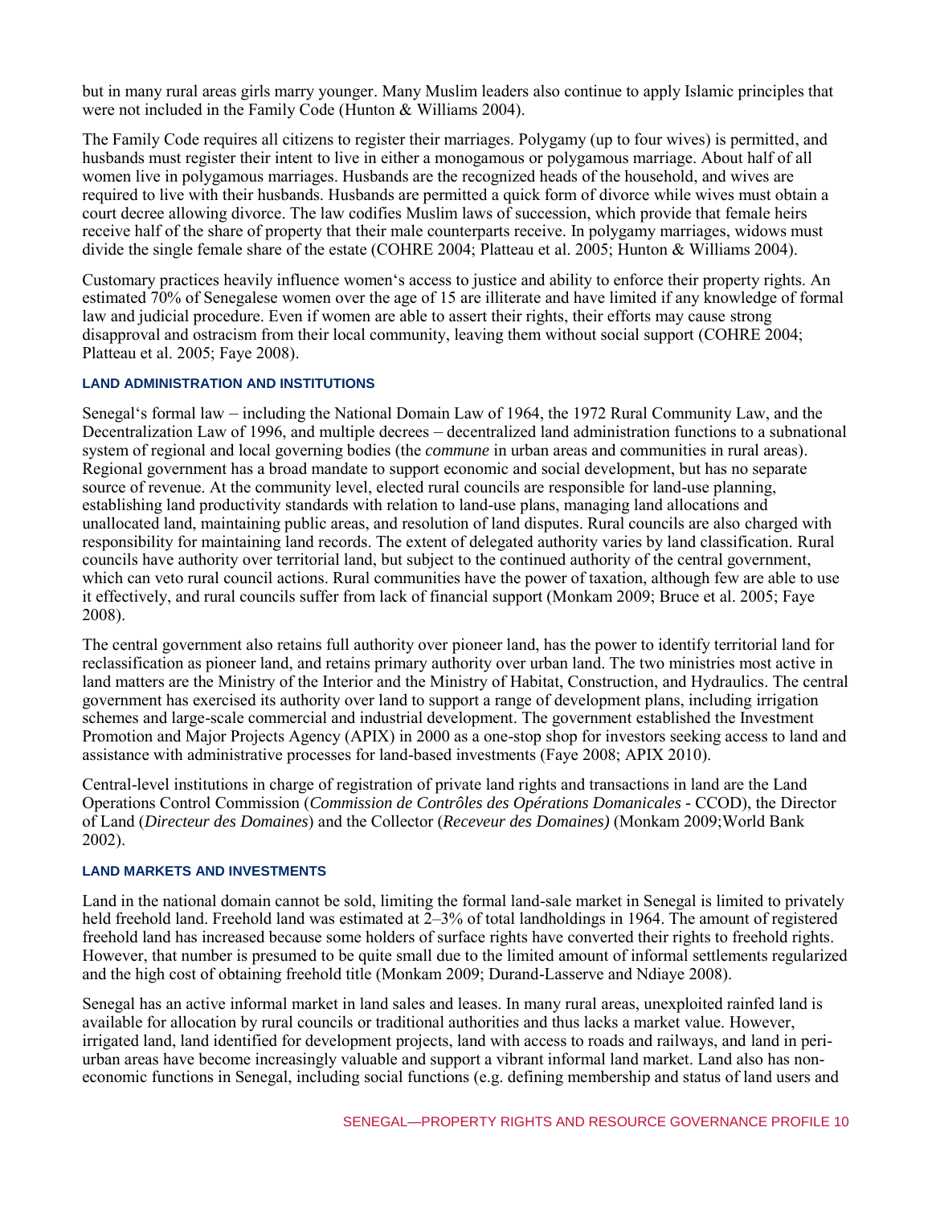but in many rural areas girls marry younger. Many Muslim leaders also continue to apply Islamic principles that were not included in the Family Code (Hunton & Williams 2004).

The Family Code requires all citizens to register their marriages. Polygamy (up to four wives) is permitted, and husbands must register their intent to live in either a monogamous or polygamous marriage. About half of all women live in polygamous marriages. Husbands are the recognized heads of the household, and wives are required to live with their husbands. Husbands are permitted a quick form of divorce while wives must obtain a court decree allowing divorce. The law codifies Muslim laws of succession, which provide that female heirs receive half of the share of property that their male counterparts receive. In polygamy marriages, widows must divide the single female share of the estate (COHRE 2004; Platteau et al. 2005; Hunton & Williams 2004).

Customary practices heavily influence women's access to justice and ability to enforce their property rights. An estimated 70% of Senegalese women over the age of 15 are illiterate and have limited if any knowledge of formal law and judicial procedure. Even if women are able to assert their rights, their efforts may cause strong disapproval and ostracism from their local community, leaving them without social support (COHRE 2004; Platteau et al. 2005; Faye 2008).

#### LAND ADMINISTRATION AND INSTITUTIONS

Senegal's formal law – including the National Domain Law of 1964, the 1972 Rural Community Law, and the Decentralization Law of 1996, and multiple decrees – decentralized land administration functions to a subnational system of regional and local governing bodies (the *commune* in urban areas and communities in rural areas). Regional government has a broad mandate to support economic and social development, but has no separate source of revenue. At the community level, elected rural councils are responsible for land-use planning, establishing land productivity standards with relation to land-use plans, managing land allocations and unallocated land, maintaining public areas, and resolution of land disputes. Rural councils are also charged with responsibility for maintaining land records. The extent of delegated authority varies by land classification. Rural councils have authority over territorial land, but subject to the continued authority of the central government, which can veto rural council actions. Rural communities have the power of taxation, although few are able to use it effectively, and rural councils suffer from lack of financial support (Monkam 2009; Bruce et al. 2005; Faye 2008).

The central government also retains full authority over pioneer land, has the power to identify territorial land for reclassification as pioneer land, and retains primary authority over urban land. The two ministries most active in land matters are the Ministry of the Interior and the Ministry of Habitat, Construction, and Hydraulics. The central government has exercised its authority over land to support a range of development plans, including irrigation schemes and large-scale commercial and industrial development. The government established the Investment Promotion and Major Projects Agency (APIX) in 2000 as a one-stop shop for investors seeking access to land and assistance with administrative processes for land-based investments (Faye 2008; APIX 2010).

Central-level institutions in charge of registration of private land rights and transactions in land are the Land Operations Control Commission (*Commission de Contrôles des Opérations Domanicales* - CCOD), the Director of Land (*Directeur des Domaines*) and the Collector (*Receveur des Domaines)* (Monkam 2009;World Bank 2002).

#### LAND MARKETS AND INVESTMENTS

Land in the national domain cannot be sold, limiting the formal land-sale market in Senegal is limited to privately held freehold land. Freehold land was estimated at 2–3% of total landholdings in 1964. The amount of registered freehold land has increased because some holders of surface rights have converted their rights to freehold rights. However, that number is presumed to be quite small due to the limited amount of informal settlements regularized and the high cost of obtaining freehold title (Monkam 2009; Durand-Lasserve and Ndiaye 2008).

Senegal has an active informal market in land sales and leases. In many rural areas, unexploited rainfed land is available for allocation by rural councils or traditional authorities and thus lacks a market value. However, irrigated land, land identified for development projects, land with access to roads and railways, and land in peri-urban areas have become increasingly valuable and support a vibrant informal land market. Land also has non-economic functions in Senegal, including social functions (e.g. defining membership and status of land users and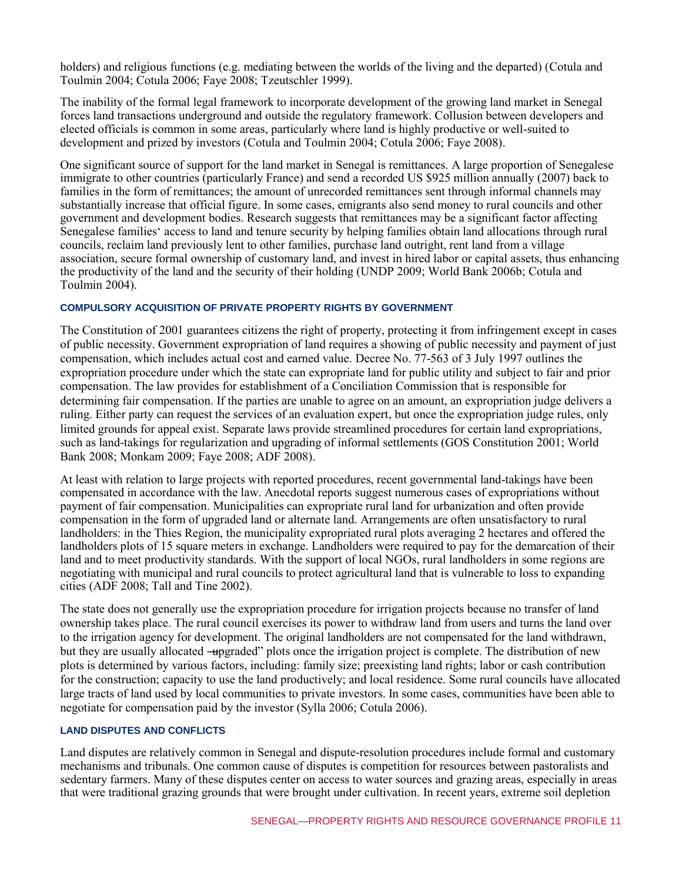holders) and religious functions (e.g. mediating between the worlds of the living and the departed) (Cotula and Toulmin 2004; Cotula 2006; Faye 2008; Tzeutschler 1999).

The inability of the formal legal framework to incorporate development of the growing land market in Senegal forces land transactions underground and outside the regulatory framework. Collusion between developers and elected officials is common in some areas, particularly where land is highly productive or well-suited to development and prized by investors (Cotula and Toulmin 2004; Cotula 2006; Faye 2008).

One significant source of support for the land market in Senegal is remittances. A large proportion of Senegalese immigrate to other countries (particularly France) and send a recorded US $925 million annually (2007) back to families in the form of remittances; the amount of unrecorded remittances sent through informal channels may substantially increase that official figure. In some cases, emigrants also send money to rural councils and other government and development bodies. Research suggests that remittances may be a significant factor affecting Senegalese families' access to land and tenure security by helping families obtain land allocations through rural councils, reclaim land previously lent to other families, purchase land outright, rent land from a village association, secure formal ownership of customary land, and invest in hired labor or capital assets, thus enhancing the productivity of the land and the security of their holding (UNDP 2009; World Bank 2006b; Cotula and Toulmin 2004).

### COMPULSORY ACQUISITION OF PRIVATE PROPERTY RIGHTS BY GOVERNMENT

The Constitution of 2001 guarantees citizens the right of property, protecting it from infringement except in cases of public necessity. Government expropriation of land requires a showing of public necessity and payment of just compensation, which includes actual cost and earned value. Decree No. 77-563 of 3 July 1997 outlines the expropriation procedure under which the state can expropriate land for public utility and subject to fair and prior compensation. The law provides for establishment of a Conciliation Commission that is responsible for determining fair compensation. If the parties are unable to agree on an amount, an expropriation judge delivers a ruling. Either party can request the services of an evaluation expert, but once the expropriation judge rules, only limited grounds for appeal exist. Separate laws provide streamlined procedures for certain land expropriations, such as land-takings for regularization and upgrading of informal settlements (GOS Constitution 2001; World Bank 2008; Monkam 2009; Faye 2008; ADF 2008).

At least with relation to large projects with reported procedures, recent governmental land-takings have been compensated in accordance with the law. Anecdotal reports suggest numerous cases of expropriations without payment of fair compensation. Municipalities can expropriate rural land for urbanization and often provide compensation in the form of upgraded land or alternate land. Arrangements are often unsatisfactory to rural landholders: in the Thies Region, the municipality expropriated rural plots averaging 2 hectares and offered the landholders plots of 15 square meters in exchange. Landholders were required to pay for the demarcation of their land and to meet productivity standards. With the support of local NGOs, rural landholders in some regions are negotiating with municipal and rural councils to protect agricultural land that is vulnerable to loss to expanding cities (ADF 2008; Tall and Tine 2002).

The state does not generally use the expropriation procedure for irrigation projects because no transfer of land ownership takes place. The rural council exercises its power to withdraw land from users and turns the land over to the irrigation agency for development. The original landholders are not compensated for the land withdrawn, but they are usually allocated "upgraded" plots once the irrigation project is complete. The distribution of new plots is determined by various factors, including: family size; preexisting land rights; labor or cash contribution for the construction; capacity to use the land productively; and local residence. Some rural councils have allocated large tracts of land used by local communities to private investors. In some cases, communities have been able to negotiate for compensation paid by the investor (Sylla 2006; Cotula 2006).

### LAND DISPUTES AND CONFLICTS

Land disputes are relatively common in Senegal and dispute-resolution procedures include formal and customary mechanisms and tribunals. One common cause of disputes is competition for resources between pastoralists and sedentary farmers. Many of these disputes center on access to water sources and grazing areas, especially in areas that were traditional grazing grounds that were brought under cultivation. In recent years, extreme soil depletion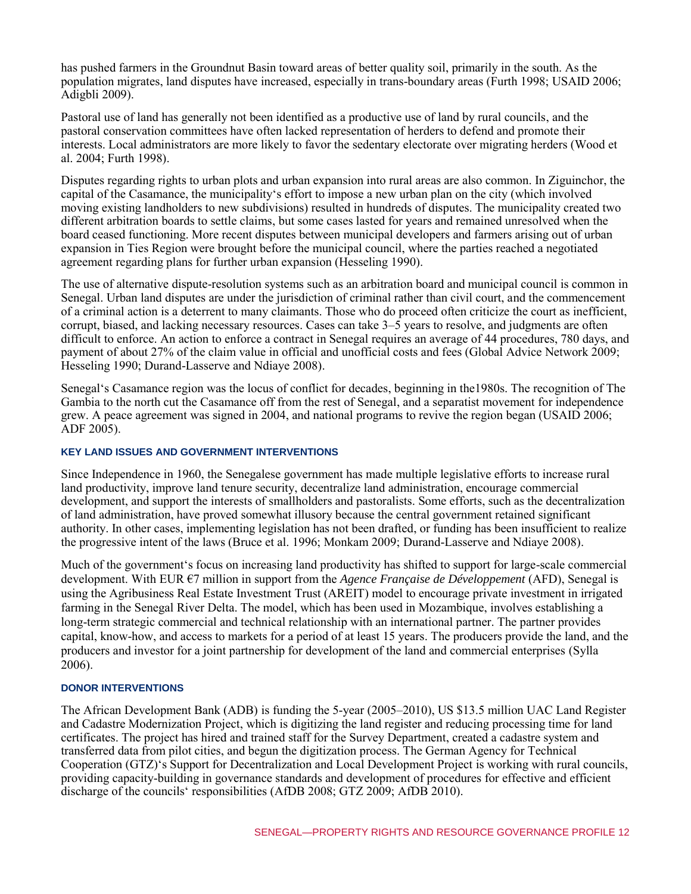has pushed farmers in the Groundnut Basin toward areas of better quality soil, primarily in the south. As the population migrates, land disputes have increased, especially in trans-boundary areas (Furth 1998; USAID 2006; Adigbli 2009).

Pastoral use of land has generally not been identified as a productive use of land by rural councils, and the pastoral conservation committees have often lacked representation of herders to defend and promote their interests. Local administrators are more likely to favor the sedentary electorate over migrating herders (Wood et al. 2004; Furth 1998).

Disputes regarding rights to urban plots and urban expansion into rural areas are also common. In Ziguinchor, the capital of the Casamance, the municipality's effort to impose a new urban plan on the city (which involved moving existing landholders to new subdivisions) resulted in hundreds of disputes. The municipality created two different arbitration boards to settle claims, but some cases lasted for years and remained unresolved when the board ceased functioning. More recent disputes between municipal developers and farmers arising out of urban expansion in Ties Region were brought before the municipal council, where the parties reached a negotiated agreement regarding plans for further urban expansion (Hesseling 1990).

The use of alternative dispute-resolution systems such as an arbitration board and municipal council is common in Senegal. Urban land disputes are under the jurisdiction of criminal rather than civil court, and the commencement of a criminal action is a deterrent to many claimants. Those who do proceed often criticize the court as inefficient, corrupt, biased, and lacking necessary resources. Cases can take 3–5 years to resolve, and judgments are often difficult to enforce. An action to enforce a contract in Senegal requires an average of 44 procedures, 780 days, and payment of about 27% of the claim value in official and unofficial costs and fees (Global Advice Network 2009; Hesseling 1990; Durand-Lasserve and Ndiaye 2008).

Senegal's Casamance region was the locus of conflict for decades, beginning in the1980s. The recognition of The Gambia to the north cut the Casamance off from the rest of Senegal, and a separatist movement for independence grew. A peace agreement was signed in 2004, and national programs to revive the region began (USAID 2006; ADF 2005).

### KEY LAND ISSUES AND GOVERNMENT INTERVENTIONS

Since Independence in 1960, the Senegalese government has made multiple legislative efforts to increase rural land productivity, improve land tenure security, decentralize land administration, encourage commercial development, and support the interests of smallholders and pastoralists. Some efforts, such as the decentralization of land administration, have proved somewhat illusory because the central government retained significant authority. In other cases, implementing legislation has not been drafted, or funding has been insufficient to realize the progressive intent of the laws (Bruce et al. 1996; Monkam 2009; Durand-Lasserve and Ndiaye 2008).

Much of the government's focus on increasing land productivity has shifted to support for large-scale commercial development. With EUR €7 million in support from the *Agence Française de Développement* (AFD), Senegal is using the Agribusiness Real Estate Investment Trust (AREIT) model to encourage private investment in irrigated farming in the Senegal River Delta. The model, which has been used in Mozambique, involves establishing a long-term strategic commercial and technical relationship with an international partner. The partner provides capital, know-how, and access to markets for a period of at least 15 years. The producers provide the land, and the producers and investor for a joint partnership for development of the land and commercial enterprises (Sylla 2006).

### DONOR INTERVENTIONS

The African Development Bank (ADB) is funding the 5-year (2005–2010), US $13.5 million UAC Land Register and Cadastre Modernization Project, which is digitizing the land register and reducing processing time for land certificates. The project has hired and trained staff for the Survey Department, created a cadastre system and transferred data from pilot cities, and begun the digitization process. The German Agency for Technical Cooperation (GTZ)'s Support for Decentralization and Local Development Project is working with rural councils, providing capacity-building in governance standards and development of procedures for effective and efficient discharge of the councils' responsibilities (AfDB 2008; GTZ 2009; AfDB 2010).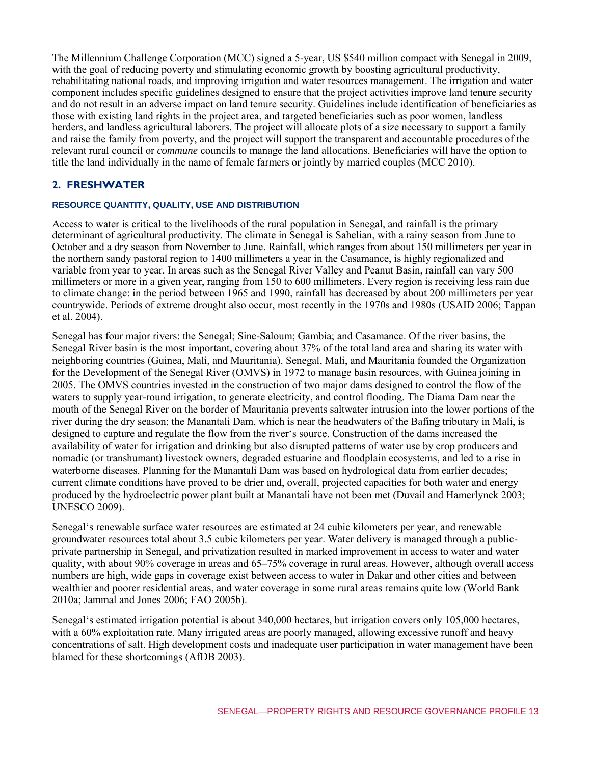The Millennium Challenge Corporation (MCC) signed a 5-year, US $540 million compact with Senegal in 2009, with the goal of reducing poverty and stimulating economic growth by boosting agricultural productivity, rehabilitating national roads, and improving irrigation and water resources management. The irrigation and water component includes specific guidelines designed to ensure that the project activities improve land tenure security and do not result in an adverse impact on land tenure security. Guidelines include identification of beneficiaries as those with existing land rights in the project area, and targeted beneficiaries such as poor women, landless herders, and landless agricultural laborers. The project will allocate plots of a size necessary to support a family and raise the family from poverty, and the project will support the transparent and accountable procedures of the relevant rural council or *commune* councils to manage the land allocations. Beneficiaries will have the option to title the land individually in the name of female farmers or jointly by married couples (MCC 2010).

## 2. FRESHWATER

### RESOURCE QUANTITY, QUALITY, USE AND DISTRIBUTION

Access to water is critical to the livelihoods of the rural population in Senegal, and rainfall is the primary determinant of agricultural productivity. The climate in Senegal is Sahelian, with a rainy season from June to October and a dry season from November to June. Rainfall, which ranges from about 150 millimeters per year in the northern sandy pastoral region to 1400 millimeters a year in the Casamance, is highly regionalized and variable from year to year. In areas such as the Senegal River Valley and Peanut Basin, rainfall can vary 500 millimeters or more in a given year, ranging from 150 to 600 millimeters. Every region is receiving less rain due to climate change: in the period between 1965 and 1990, rainfall has decreased by about 200 millimeters per year countrywide. Periods of extreme drought also occur, most recently in the 1970s and 1980s (USAID 2006; Tappan et al. 2004).

Senegal has four major rivers: the Senegal; Sine-Saloum; Gambia; and Casamance. Of the river basins, the Senegal River basin is the most important, covering about 37% of the total land area and sharing its water with neighboring countries (Guinea, Mali, and Mauritania). Senegal, Mali, and Mauritania founded the Organization for the Development of the Senegal River (OMVS) in 1972 to manage basin resources, with Guinea joining in 2005. The OMVS countries invested in the construction of two major dams designed to control the flow of the waters to supply year-round irrigation, to generate electricity, and control flooding. The Diama Dam near the mouth of the Senegal River on the border of Mauritania prevents saltwater intrusion into the lower portions of the river during the dry season; the Manantali Dam, which is near the headwaters of the Bafing tributary in Mali, is designed to capture and regulate the flow from the river's source. Construction of the dams increased the availability of water for irrigation and drinking but also disrupted patterns of water use by crop producers and nomadic (or transhumant) livestock owners, degraded estuarine and floodplain ecosystems, and led to a rise in waterborne diseases. Planning for the Manantali Dam was based on hydrological data from earlier decades; current climate conditions have proved to be drier and, overall, projected capacities for both water and energy produced by the hydroelectric power plant built at Manantali have not been met (Duvail and Hamerlynck 2003; UNESCO 2009).

Senegal's renewable surface water resources are estimated at 24 cubic kilometers per year, and renewable groundwater resources total about 3.5 cubic kilometers per year. Water delivery is managed through a public-private partnership in Senegal, and privatization resulted in marked improvement in access to water and water quality, with about 90% coverage in areas and 65–75% coverage in rural areas. However, although overall access numbers are high, wide gaps in coverage exist between access to water in Dakar and other cities and between wealthier and poorer residential areas, and water coverage in some rural areas remains quite low (World Bank 2010a; Jammal and Jones 2006; FAO 2005b).

Senegal's estimated irrigation potential is about 340,000 hectares, but irrigation covers only 105,000 hectares, with a 60% exploitation rate. Many irrigated areas are poorly managed, allowing excessive runoff and heavy concentrations of salt. High development costs and inadequate user participation in water management have been blamed for these shortcomings (AfDB 2003).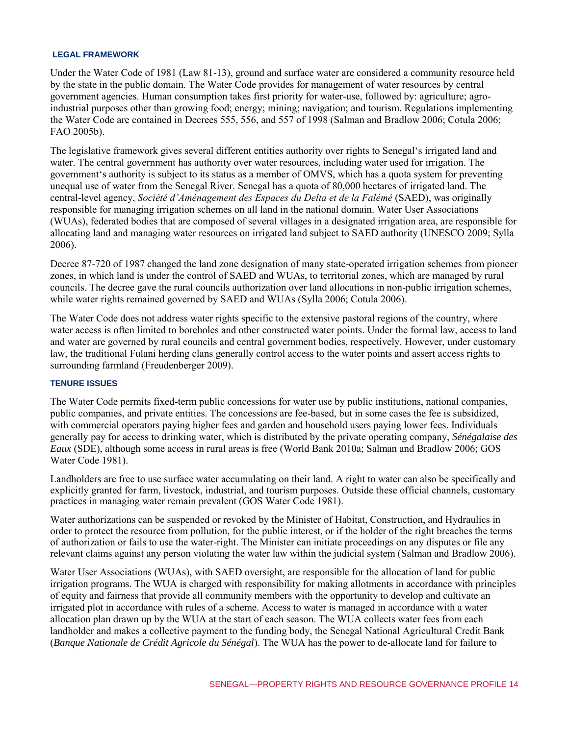### LEGAL FRAMEWORK

Under the Water Code of 1981 (Law 81-13), ground and surface water are considered a community resource held by the state in the public domain. The Water Code provides for management of water resources by central government agencies. Human consumption takes first priority for water-use, followed by: agriculture; agro-industrial purposes other than growing food; energy; mining; navigation; and tourism. Regulations implementing the Water Code are contained in Decrees 555, 556, and 557 of 1998 (Salman and Bradlow 2006; Cotula 2006; FAO 2005b).

The legislative framework gives several different entities authority over rights to Senegal's irrigated land and water. The central government has authority over water resources, including water used for irrigation. The government's authority is subject to its status as a member of OMVS, which has a quota system for preventing unequal use of water from the Senegal River. Senegal has a quota of 80,000 hectares of irrigated land. The central-level agency, *Société d'Aménagement des Espaces du Delta et de la Falémé* (SAED), was originally responsible for managing irrigation schemes on all land in the national domain. Water User Associations (WUAs), federated bodies that are composed of several villages in a designated irrigation area, are responsible for allocating land and managing water resources on irrigated land subject to SAED authority (UNESCO 2009; Sylla 2006).

Decree 87-720 of 1987 changed the land zone designation of many state-operated irrigation schemes from pioneer zones, in which land is under the control of SAED and WUAs, to territorial zones, which are managed by rural councils. The decree gave the rural councils authorization over land allocations in non-public irrigation schemes, while water rights remained governed by SAED and WUAs (Sylla 2006; Cotula 2006).

The Water Code does not address water rights specific to the extensive pastoral regions of the country, where water access is often limited to boreholes and other constructed water points. Under the formal law, access to land and water are governed by rural councils and central government bodies, respectively. However, under customary law, the traditional Fulani herding clans generally control access to the water points and assert access rights to surrounding farmland (Freudenberger 2009).

### TENURE ISSUES

The Water Code permits fixed-term public concessions for water use by public institutions, national companies, public companies, and private entities. The concessions are fee-based, but in some cases the fee is subsidized, with commercial operators paying higher fees and garden and household users paying lower fees. Individuals generally pay for access to drinking water, which is distributed by the private operating company, *Sénégalaise des Eaux* (SDE), although some access in rural areas is free (World Bank 2010a; Salman and Bradlow 2006; GOS Water Code 1981).

Landholders are free to use surface water accumulating on their land. A right to water can also be specifically and explicitly granted for farm, livestock, industrial, and tourism purposes. Outside these official channels, customary practices in managing water remain prevalent (GOS Water Code 1981).

Water authorizations can be suspended or revoked by the Minister of Habitat, Construction, and Hydraulics in order to protect the resource from pollution, for the public interest, or if the holder of the right breaches the terms of authorization or fails to use the water-right. The Minister can initiate proceedings on any disputes or file any relevant claims against any person violating the water law within the judicial system (Salman and Bradlow 2006).

Water User Associations (WUAs), with SAED oversight, are responsible for the allocation of land for public irrigation programs. The WUA is charged with responsibility for making allotments in accordance with principles of equity and fairness that provide all community members with the opportunity to develop and cultivate an irrigated plot in accordance with rules of a scheme. Access to water is managed in accordance with a water allocation plan drawn up by the WUA at the start of each season. The WUA collects water fees from each landholder and makes a collective payment to the funding body, the Senegal National Agricultural Credit Bank (*Banque Nationale de Crédit Agricole du Sénégal*). The WUA has the power to de-allocate land for failure to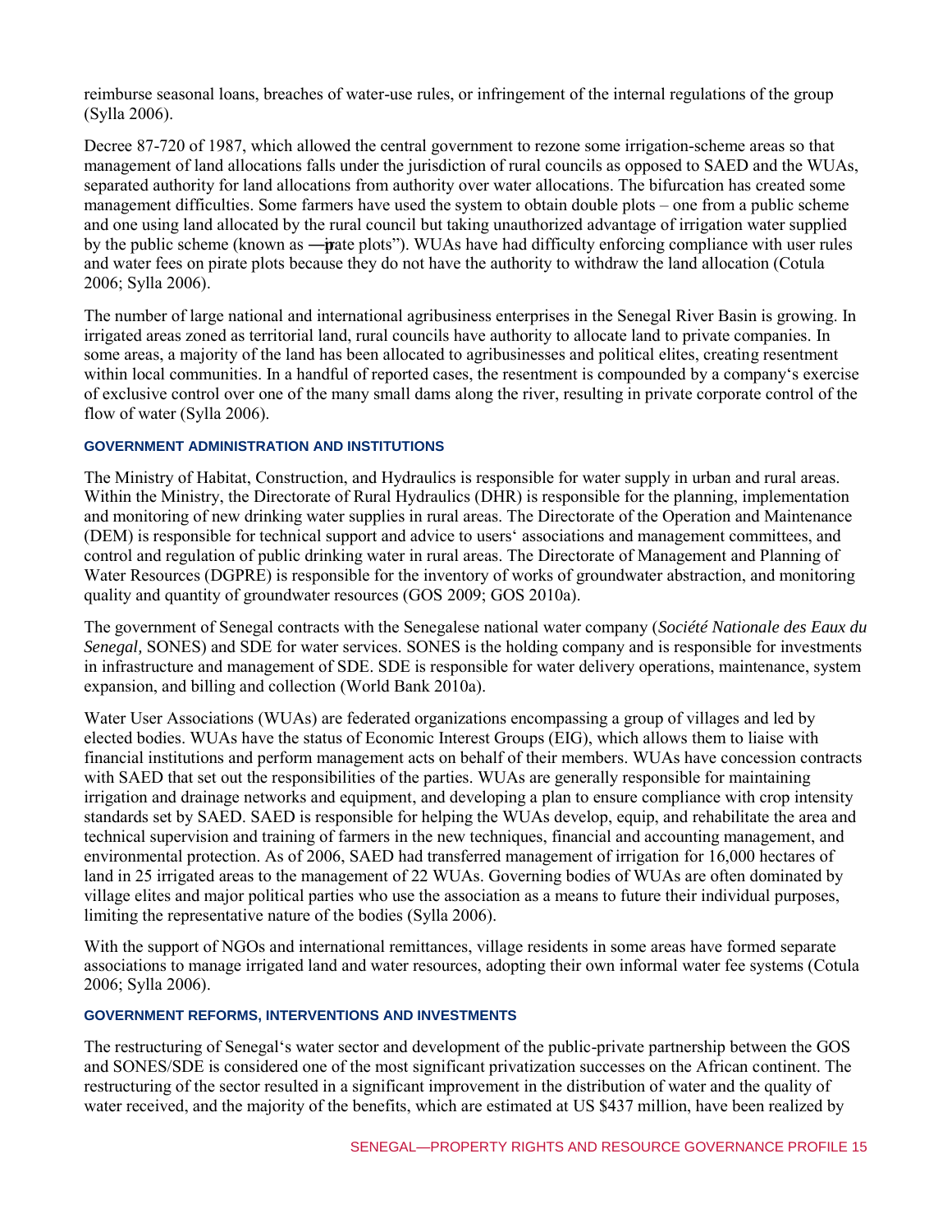reimburse seasonal loans, breaches of water-use rules, or infringement of the internal regulations of the group (Sylla 2006).

Decree 87-720 of 1987, which allowed the central government to rezone some irrigation-scheme areas so that management of land allocations falls under the jurisdiction of rural councils as opposed to SAED and the WUAs, separated authority for land allocations from authority over water allocations. The bifurcation has created some management difficulties. Some farmers have used the system to obtain double plots – one from a public scheme and one using land allocated by the rural council but taking unauthorized advantage of irrigation water supplied by the public scheme (known as ―pirate plots"). WUAs have had difficulty enforcing compliance with user rules and water fees on pirate plots because they do not have the authority to withdraw the land allocation (Cotula 2006; Sylla 2006).

The number of large national and international agribusiness enterprises in the Senegal River Basin is growing. In irrigated areas zoned as territorial land, rural councils have authority to allocate land to private companies. In some areas, a majority of the land has been allocated to agribusinesses and political elites, creating resentment within local communities. In a handful of reported cases, the resentment is compounded by a company's exercise of exclusive control over one of the many small dams along the river, resulting in private corporate control of the flow of water (Sylla 2006).

### GOVERNMENT ADMINISTRATION AND INSTITUTIONS

The Ministry of Habitat, Construction, and Hydraulics is responsible for water supply in urban and rural areas. Within the Ministry, the Directorate of Rural Hydraulics (DHR) is responsible for the planning, implementation and monitoring of new drinking water supplies in rural areas. The Directorate of the Operation and Maintenance (DEM) is responsible for technical support and advice to users' associations and management committees, and control and regulation of public drinking water in rural areas. The Directorate of Management and Planning of Water Resources (DGPRE) is responsible for the inventory of works of groundwater abstraction, and monitoring quality and quantity of groundwater resources (GOS 2009; GOS 2010a).

The government of Senegal contracts with the Senegalese national water company (*Société Nationale des Eaux du Senegal,* SONES) and SDE for water services. SONES is the holding company and is responsible for investments in infrastructure and management of SDE. SDE is responsible for water delivery operations, maintenance, system expansion, and billing and collection (World Bank 2010a).

Water User Associations (WUAs) are federated organizations encompassing a group of villages and led by elected bodies. WUAs have the status of Economic Interest Groups (EIG), which allows them to liaise with financial institutions and perform management acts on behalf of their members. WUAs have concession contracts with SAED that set out the responsibilities of the parties. WUAs are generally responsible for maintaining irrigation and drainage networks and equipment, and developing a plan to ensure compliance with crop intensity standards set by SAED. SAED is responsible for helping the WUAs develop, equip, and rehabilitate the area and technical supervision and training of farmers in the new techniques, financial and accounting management, and environmental protection. As of 2006, SAED had transferred management of irrigation for 16,000 hectares of land in 25 irrigated areas to the management of 22 WUAs. Governing bodies of WUAs are often dominated by village elites and major political parties who use the association as a means to future their individual purposes, limiting the representative nature of the bodies (Sylla 2006).

With the support of NGOs and international remittances, village residents in some areas have formed separate associations to manage irrigated land and water resources, adopting their own informal water fee systems (Cotula 2006; Sylla 2006).

### GOVERNMENT REFORMS, INTERVENTIONS AND INVESTMENTS

The restructuring of Senegal's water sector and development of the public-private partnership between the GOS and SONES/SDE is considered one of the most significant privatization successes on the African continent. The restructuring of the sector resulted in a significant improvement in the distribution of water and the quality of water received, and the majority of the benefits, which are estimated at US $437 million, have been realized by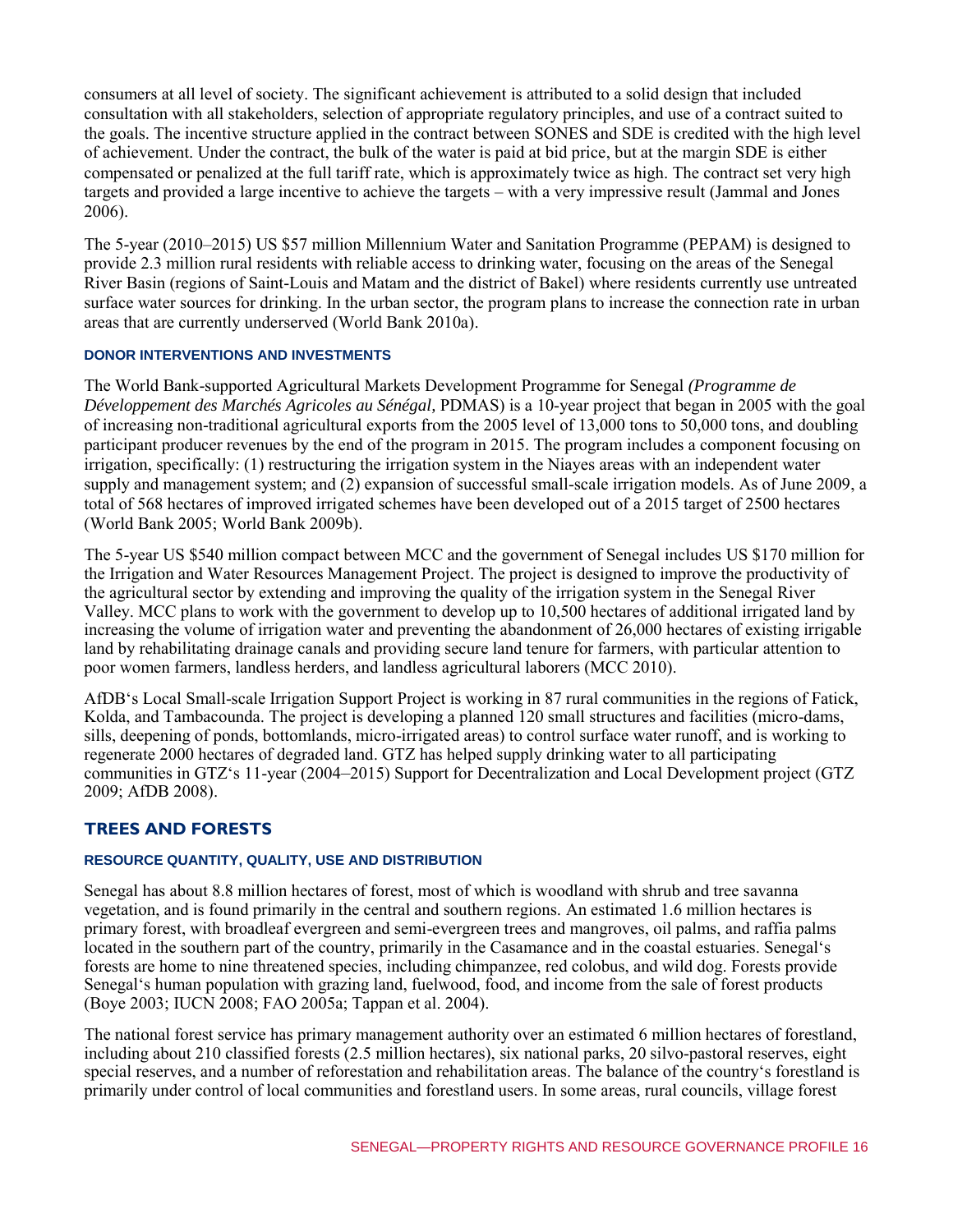consumers at all level of society. The significant achievement is attributed to a solid design that included consultation with all stakeholders, selection of appropriate regulatory principles, and use of a contract suited to the goals. The incentive structure applied in the contract between SONES and SDE is credited with the high level of achievement. Under the contract, the bulk of the water is paid at bid price, but at the margin SDE is either compensated or penalized at the full tariff rate, which is approximately twice as high. The contract set very high targets and provided a large incentive to achieve the targets – with a very impressive result (Jammal and Jones 2006).

The 5-year (2010–2015) US $57 million Millennium Water and Sanitation Programme (PEPAM) is designed to provide 2.3 million rural residents with reliable access to drinking water, focusing on the areas of the Senegal River Basin (regions of Saint-Louis and Matam and the district of Bakel) where residents currently use untreated surface water sources for drinking. In the urban sector, the program plans to increase the connection rate in urban areas that are currently underserved (World Bank 2010a).

#### DONOR INTERVENTIONS AND INVESTMENTS

The World Bank-supported Agricultural Markets Development Programme for Senegal *(Programme de Développement des Marchés Agricoles au Sénégal,* PDMAS) is a 10-year project that began in 2005 with the goal of increasing non-traditional agricultural exports from the 2005 level of 13,000 tons to 50,000 tons, and doubling participant producer revenues by the end of the program in 2015. The program includes a component focusing on irrigation, specifically: (1) restructuring the irrigation system in the Niayes areas with an independent water supply and management system; and (2) expansion of successful small-scale irrigation models. As of June 2009, a total of 568 hectares of improved irrigated schemes have been developed out of a 2015 target of 2500 hectares (World Bank 2005; World Bank 2009b).

The 5-year US $540 million compact between MCC and the government of Senegal includes US $170 million for the Irrigation and Water Resources Management Project. The project is designed to improve the productivity of the agricultural sector by extending and improving the quality of the irrigation system in the Senegal River Valley. MCC plans to work with the government to develop up to 10,500 hectares of additional irrigated land by increasing the volume of irrigation water and preventing the abandonment of 26,000 hectares of existing irrigable land by rehabilitating drainage canals and providing secure land tenure for farmers, with particular attention to poor women farmers, landless herders, and landless agricultural laborers (MCC 2010).

AfDB's Local Small-scale Irrigation Support Project is working in 87 rural communities in the regions of Fatick, Kolda, and Tambacounda. The project is developing a planned 120 small structures and facilities (micro-dams, sills, deepening of ponds, bottomlands, micro-irrigated areas) to control surface water runoff, and is working to regenerate 2000 hectares of degraded land. GTZ has helped supply drinking water to all participating communities in GTZ's 11-year (2004–2015) Support for Decentralization and Local Development project (GTZ 2009; AfDB 2008).

### TREES AND FORESTS

#### RESOURCE QUANTITY, QUALITY, USE AND DISTRIBUTION

Senegal has about 8.8 million hectares of forest, most of which is woodland with shrub and tree savanna vegetation, and is found primarily in the central and southern regions. An estimated 1.6 million hectares is primary forest, with broadleaf evergreen and semi-evergreen trees and mangroves, oil palms, and raffia palms located in the southern part of the country, primarily in the Casamance and in the coastal estuaries. Senegal's forests are home to nine threatened species, including chimpanzee, red colobus, and wild dog. Forests provide Senegal's human population with grazing land, fuelwood, food, and income from the sale of forest products (Boye 2003; IUCN 2008; FAO 2005a; Tappan et al. 2004).

The national forest service has primary management authority over an estimated 6 million hectares of forestland, including about 210 classified forests (2.5 million hectares), six national parks, 20 silvo-pastoral reserves, eight special reserves, and a number of reforestation and rehabilitation areas. The balance of the country's forestland is primarily under control of local communities and forestland users. In some areas, rural councils, village forest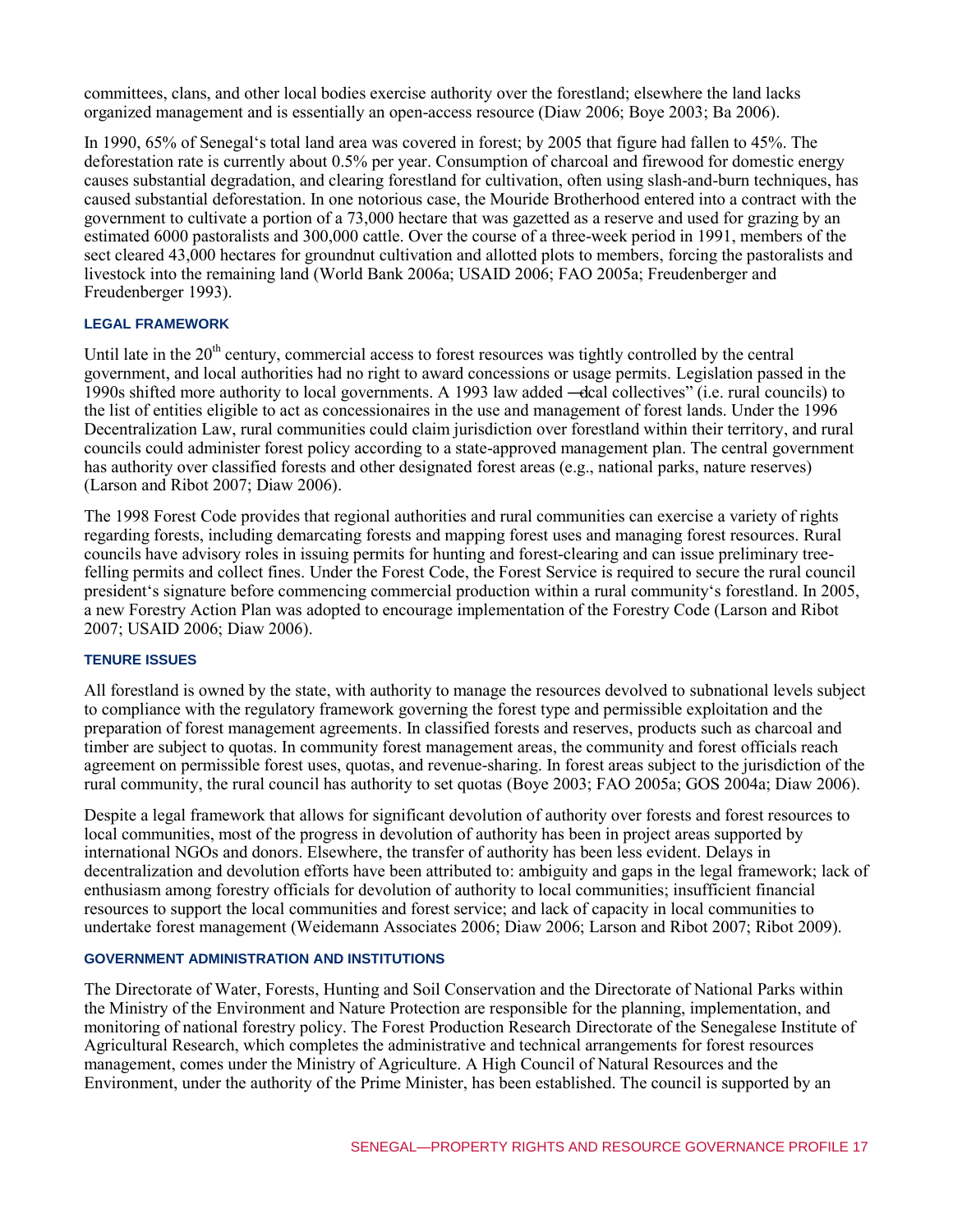committees, clans, and other local bodies exercise authority over the forestland; elsewhere the land lacks organized management and is essentially an open-access resource (Diaw 2006; Boye 2003; Ba 2006).

In 1990, 65% of Senegal's total land area was covered in forest; by 2005 that figure had fallen to 45%. The deforestation rate is currently about 0.5% per year. Consumption of charcoal and firewood for domestic energy causes substantial degradation, and clearing forestland for cultivation, often using slash-and-burn techniques, has caused substantial deforestation. In one notorious case, the Mouride Brotherhood entered into a contract with the government to cultivate a portion of a 73,000 hectare that was gazetted as a reserve and used for grazing by an estimated 6000 pastoralists and 300,000 cattle. Over the course of a three-week period in 1991, members of the sect cleared 43,000 hectares for groundnut cultivation and allotted plots to members, forcing the pastoralists and livestock into the remaining land (World Bank 2006a; USAID 2006; FAO 2005a; Freudenberger and Freudenberger 1993).

#### LEGAL FRAMEWORK

Until late in the 20th century, commercial access to forest resources was tightly controlled by the central government, and local authorities had no right to award concessions or usage permits. Legislation passed in the 1990s shifted more authority to local governments. A 1993 law added ―local collectives" (i.e. rural councils) to the list of entities eligible to act as concessionaires in the use and management of forest lands. Under the 1996 Decentralization Law, rural communities could claim jurisdiction over forestland within their territory, and rural councils could administer forest policy according to a state-approved management plan. The central government has authority over classified forests and other designated forest areas (e.g., national parks, nature reserves) (Larson and Ribot 2007; Diaw 2006).

The 1998 Forest Code provides that regional authorities and rural communities can exercise a variety of rights regarding forests, including demarcating forests and mapping forest uses and managing forest resources. Rural councils have advisory roles in issuing permits for hunting and forest-clearing and can issue preliminary tree-felling permits and collect fines. Under the Forest Code, the Forest Service is required to secure the rural council president's signature before commencing commercial production within a rural community's forestland. In 2005, a new Forestry Action Plan was adopted to encourage implementation of the Forestry Code (Larson and Ribot 2007; USAID 2006; Diaw 2006).

#### TENURE ISSUES

All forestland is owned by the state, with authority to manage the resources devolved to subnational levels subject to compliance with the regulatory framework governing the forest type and permissible exploitation and the preparation of forest management agreements. In classified forests and reserves, products such as charcoal and timber are subject to quotas. In community forest management areas, the community and forest officials reach agreement on permissible forest uses, quotas, and revenue-sharing. In forest areas subject to the jurisdiction of the rural community, the rural council has authority to set quotas (Boye 2003; FAO 2005a; GOS 2004a; Diaw 2006).

Despite a legal framework that allows for significant devolution of authority over forests and forest resources to local communities, most of the progress in devolution of authority has been in project areas supported by international NGOs and donors. Elsewhere, the transfer of authority has been less evident. Delays in decentralization and devolution efforts have been attributed to: ambiguity and gaps in the legal framework; lack of enthusiasm among forestry officials for devolution of authority to local communities; insufficient financial resources to support the local communities and forest service; and lack of capacity in local communities to undertake forest management (Weidemann Associates 2006; Diaw 2006; Larson and Ribot 2007; Ribot 2009).

#### GOVERNMENT ADMINISTRATION AND INSTITUTIONS

The Directorate of Water, Forests, Hunting and Soil Conservation and the Directorate of National Parks within the Ministry of the Environment and Nature Protection are responsible for the planning, implementation, and monitoring of national forestry policy. The Forest Production Research Directorate of the Senegalese Institute of Agricultural Research, which completes the administrative and technical arrangements for forest resources management, comes under the Ministry of Agriculture. A High Council of Natural Resources and the Environment, under the authority of the Prime Minister, has been established. The council is supported by an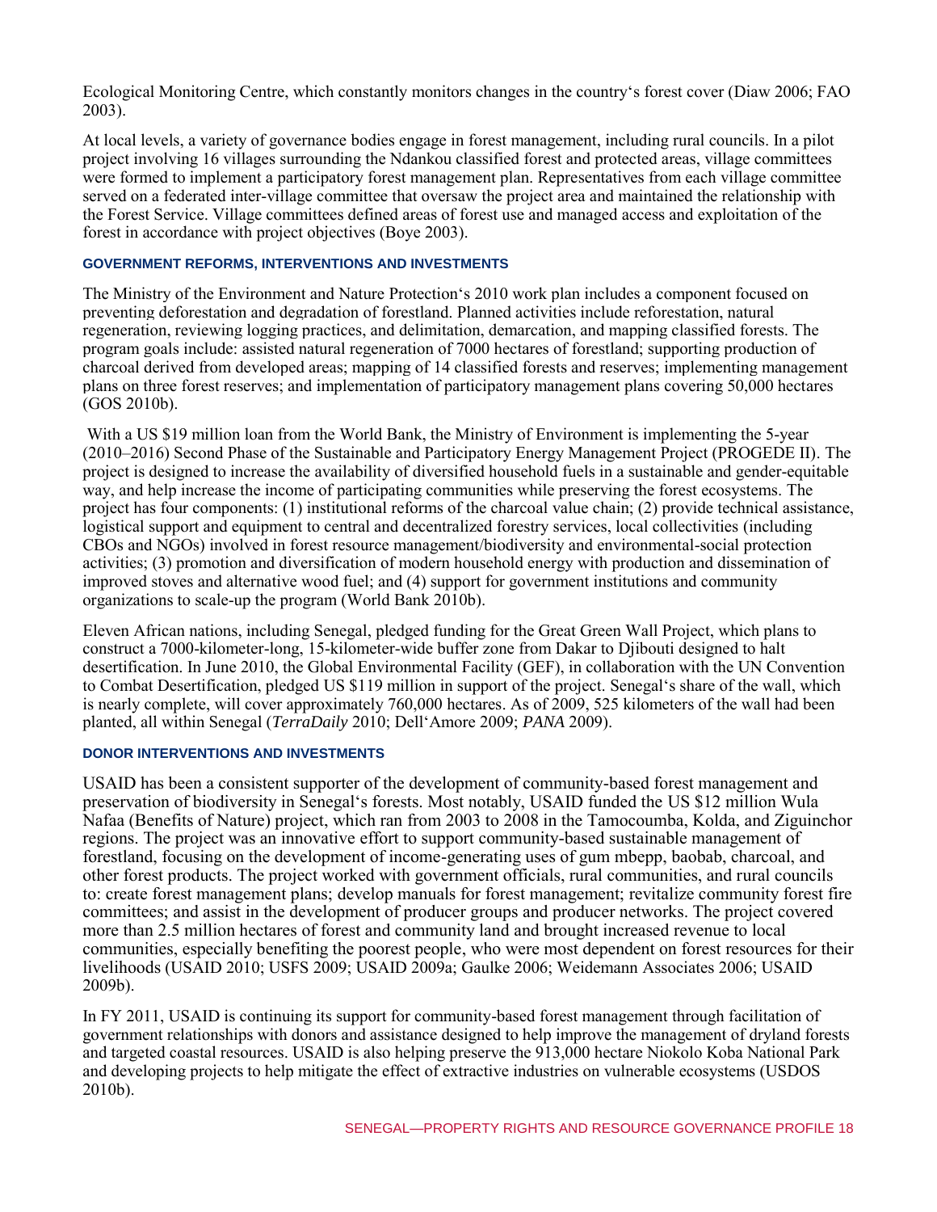Ecological Monitoring Centre, which constantly monitors changes in the country's forest cover (Diaw 2006; FAO 2003).

At local levels, a variety of governance bodies engage in forest management, including rural councils. In a pilot project involving 16 villages surrounding the Ndankou classified forest and protected areas, village committees were formed to implement a participatory forest management plan. Representatives from each village committee served on a federated inter-village committee that oversaw the project area and maintained the relationship with the Forest Service. Village committees defined areas of forest use and managed access and exploitation of the forest in accordance with project objectives (Boye 2003).

### GOVERNMENT REFORMS, INTERVENTIONS AND INVESTMENTS

The Ministry of the Environment and Nature Protection's 2010 work plan includes a component focused on preventing deforestation and degradation of forestland. Planned activities include reforestation, natural regeneration, reviewing logging practices, and delimitation, demarcation, and mapping classified forests. The program goals include: assisted natural regeneration of 7000 hectares of forestland; supporting production of charcoal derived from developed areas; mapping of 14 classified forests and reserves; implementing management plans on three forest reserves; and implementation of participatory management plans covering 50,000 hectares (GOS 2010b).

With a US $19 million loan from the World Bank, the Ministry of Environment is implementing the 5-year (2010–2016) Second Phase of the Sustainable and Participatory Energy Management Project (PROGEDE II). The project is designed to increase the availability of diversified household fuels in a sustainable and gender-equitable way, and help increase the income of participating communities while preserving the forest ecosystems. The project has four components: (1) institutional reforms of the charcoal value chain; (2) provide technical assistance, logistical support and equipment to central and decentralized forestry services, local collectivities (including CBOs and NGOs) involved in forest resource management/biodiversity and environmental-social protection activities; (3) promotion and diversification of modern household energy with production and dissemination of improved stoves and alternative wood fuel; and (4) support for government institutions and community organizations to scale-up the program (World Bank 2010b).

Eleven African nations, including Senegal, pledged funding for the Great Green Wall Project, which plans to construct a 7000-kilometer-long, 15-kilometer-wide buffer zone from Dakar to Djibouti designed to halt desertification. In June 2010, the Global Environmental Facility (GEF), in collaboration with the UN Convention to Combat Desertification, pledged US $119 million in support of the project. Senegal's share of the wall, which is nearly complete, will cover approximately 760,000 hectares. As of 2009, 525 kilometers of the wall had been planted, all within Senegal (*TerraDaily* 2010; Dell'Amore 2009; *PANA* 2009).

### DONOR INTERVENTIONS AND INVESTMENTS

USAID has been a consistent supporter of the development of community-based forest management and preservation of biodiversity in Senegal's forests. Most notably, USAID funded the US $12 million Wula Nafaa (Benefits of Nature) project, which ran from 2003 to 2008 in the Tamocoumba, Kolda, and Ziguinchor regions. The project was an innovative effort to support community-based sustainable management of forestland, focusing on the development of income-generating uses of gum mbepp, baobab, charcoal, and other forest products. The project worked with government officials, rural communities, and rural councils to: create forest management plans; develop manuals for forest management; revitalize community forest fire committees; and assist in the development of producer groups and producer networks. The project covered more than 2.5 million hectares of forest and community land and brought increased revenue to local communities, especially benefiting the poorest people, who were most dependent on forest resources for their livelihoods (USAID 2010; USFS 2009; USAID 2009a; Gaulke 2006; Weidemann Associates 2006; USAID 2009b).

In FY 2011, USAID is continuing its support for community-based forest management through facilitation of government relationships with donors and assistance designed to help improve the management of dryland forests and targeted coastal resources. USAID is also helping preserve the 913,000 hectare Niokolo Koba National Park and developing projects to help mitigate the effect of extractive industries on vulnerable ecosystems (USDOS 2010b).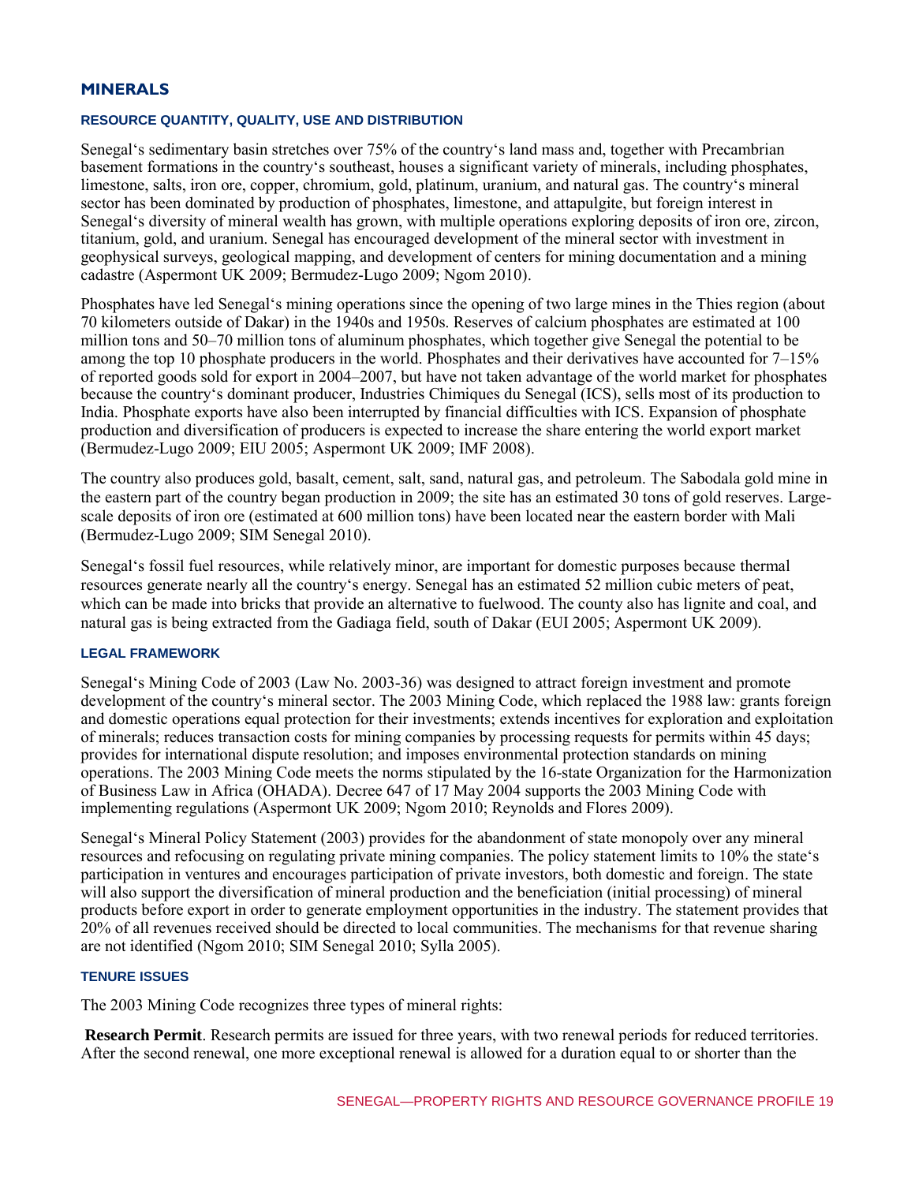## MINERALS

### RESOURCE QUANTITY, QUALITY, USE AND DISTRIBUTION

Senegal's sedimentary basin stretches over 75% of the country's land mass and, together with Precambrian basement formations in the country's southeast, houses a significant variety of minerals, including phosphates, limestone, salts, iron ore, copper, chromium, gold, platinum, uranium, and natural gas. The country's mineral sector has been dominated by production of phosphates, limestone, and attapulgite, but foreign interest in Senegal's diversity of mineral wealth has grown, with multiple operations exploring deposits of iron ore, zircon, titanium, gold, and uranium. Senegal has encouraged development of the mineral sector with investment in geophysical surveys, geological mapping, and development of centers for mining documentation and a mining cadastre (Aspermont UK 2009; Bermudez-Lugo 2009; Ngom 2010).

Phosphates have led Senegal's mining operations since the opening of two large mines in the Thies region (about 70 kilometers outside of Dakar) in the 1940s and 1950s. Reserves of calcium phosphates are estimated at 100 million tons and 50–70 million tons of aluminum phosphates, which together give Senegal the potential to be among the top 10 phosphate producers in the world. Phosphates and their derivatives have accounted for 7–15% of reported goods sold for export in 2004–2007, but have not taken advantage of the world market for phosphates because the country's dominant producer, Industries Chimiques du Senegal (ICS), sells most of its production to India. Phosphate exports have also been interrupted by financial difficulties with ICS. Expansion of phosphate production and diversification of producers is expected to increase the share entering the world export market (Bermudez-Lugo 2009; EIU 2005; Aspermont UK 2009; IMF 2008).

The country also produces gold, basalt, cement, salt, sand, natural gas, and petroleum. The Sabodala gold mine in the eastern part of the country began production in 2009; the site has an estimated 30 tons of gold reserves. Large-scale deposits of iron ore (estimated at 600 million tons) have been located near the eastern border with Mali (Bermudez-Lugo 2009; SIM Senegal 2010).

Senegal's fossil fuel resources, while relatively minor, are important for domestic purposes because thermal resources generate nearly all the country's energy. Senegal has an estimated 52 million cubic meters of peat, which can be made into bricks that provide an alternative to fuelwood. The county also has lignite and coal, and natural gas is being extracted from the Gadiaga field, south of Dakar (EUI 2005; Aspermont UK 2009).

### LEGAL FRAMEWORK

Senegal's Mining Code of 2003 (Law No. 2003-36) was designed to attract foreign investment and promote development of the country's mineral sector. The 2003 Mining Code, which replaced the 1988 law: grants foreign and domestic operations equal protection for their investments; extends incentives for exploration and exploitation of minerals; reduces transaction costs for mining companies by processing requests for permits within 45 days; provides for international dispute resolution; and imposes environmental protection standards on mining operations. The 2003 Mining Code meets the norms stipulated by the 16-state Organization for the Harmonization of Business Law in Africa (OHADA). Decree 647 of 17 May 2004 supports the 2003 Mining Code with implementing regulations (Aspermont UK 2009; Ngom 2010; Reynolds and Flores 2009).

Senegal's Mineral Policy Statement (2003) provides for the abandonment of state monopoly over any mineral resources and refocusing on regulating private mining companies. The policy statement limits to 10% the state's participation in ventures and encourages participation of private investors, both domestic and foreign. The state will also support the diversification of mineral production and the beneficiation (initial processing) of mineral products before export in order to generate employment opportunities in the industry. The statement provides that 20% of all revenues received should be directed to local communities. The mechanisms for that revenue sharing are not identified (Ngom 2010; SIM Senegal 2010; Sylla 2005).

### TENURE ISSUES

The 2003 Mining Code recognizes three types of mineral rights:

**Research Permit**. Research permits are issued for three years, with two renewal periods for reduced territories. After the second renewal, one more exceptional renewal is allowed for a duration equal to or shorter than the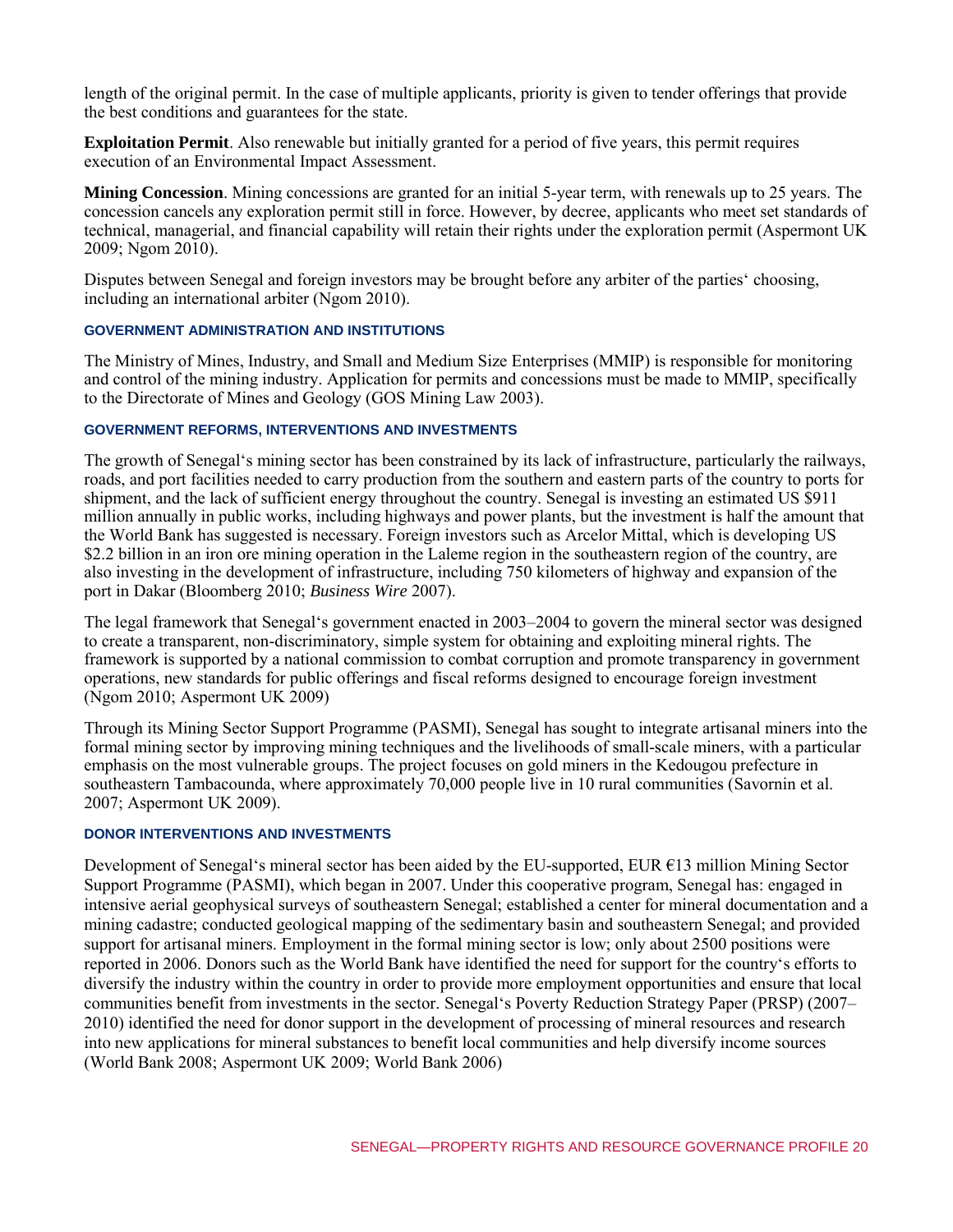length of the original permit. In the case of multiple applicants, priority is given to tender offerings that provide the best conditions and guarantees for the state.

**Exploitation Permit**. Also renewable but initially granted for a period of five years, this permit requires execution of an Environmental Impact Assessment.

**Mining Concession**. Mining concessions are granted for an initial 5-year term, with renewals up to 25 years. The concession cancels any exploration permit still in force. However, by decree, applicants who meet set standards of technical, managerial, and financial capability will retain their rights under the exploration permit (Aspermont UK 2009; Ngom 2010).

Disputes between Senegal and foreign investors may be brought before any arbiter of the parties' choosing, including an international arbiter (Ngom 2010).

### GOVERNMENT ADMINISTRATION AND INSTITUTIONS

The Ministry of Mines, Industry, and Small and Medium Size Enterprises (MMIP) is responsible for monitoring and control of the mining industry. Application for permits and concessions must be made to MMIP, specifically to the Directorate of Mines and Geology (GOS Mining Law 2003).

### GOVERNMENT REFORMS, INTERVENTIONS AND INVESTMENTS

The growth of Senegal's mining sector has been constrained by its lack of infrastructure, particularly the railways, roads, and port facilities needed to carry production from the southern and eastern parts of the country to ports for shipment, and the lack of sufficient energy throughout the country. Senegal is investing an estimated US $911 million annually in public works, including highways and power plants, but the investment is half the amount that the World Bank has suggested is necessary. Foreign investors such as Arcelor Mittal, which is developing US $2.2 billion in an iron ore mining operation in the Laleme region in the southeastern region of the country, are also investing in the development of infrastructure, including 750 kilometers of highway and expansion of the port in Dakar (Bloomberg 2010; *Business Wire* 2007).

The legal framework that Senegal's government enacted in 2003–2004 to govern the mineral sector was designed to create a transparent, non-discriminatory, simple system for obtaining and exploiting mineral rights. The framework is supported by a national commission to combat corruption and promote transparency in government operations, new standards for public offerings and fiscal reforms designed to encourage foreign investment (Ngom 2010; Aspermont UK 2009)

Through its Mining Sector Support Programme (PASMI), Senegal has sought to integrate artisanal miners into the formal mining sector by improving mining techniques and the livelihoods of small-scale miners, with a particular emphasis on the most vulnerable groups. The project focuses on gold miners in the Kedougou prefecture in southeastern Tambacounda, where approximately 70,000 people live in 10 rural communities (Savornin et al. 2007; Aspermont UK 2009).

### DONOR INTERVENTIONS AND INVESTMENTS

Development of Senegal's mineral sector has been aided by the EU-supported, EUR €13 million Mining Sector Support Programme (PASMI), which began in 2007. Under this cooperative program, Senegal has: engaged in intensive aerial geophysical surveys of southeastern Senegal; established a center for mineral documentation and a mining cadastre; conducted geological mapping of the sedimentary basin and southeastern Senegal; and provided support for artisanal miners. Employment in the formal mining sector is low; only about 2500 positions were reported in 2006. Donors such as the World Bank have identified the need for support for the country's efforts to diversify the industry within the country in order to provide more employment opportunities and ensure that local communities benefit from investments in the sector. Senegal's Poverty Reduction Strategy Paper (PRSP) (2007–2010) identified the need for donor support in the development of processing of mineral resources and research into new applications for mineral substances to benefit local communities and help diversify income sources (World Bank 2008; Aspermont UK 2009; World Bank 2006)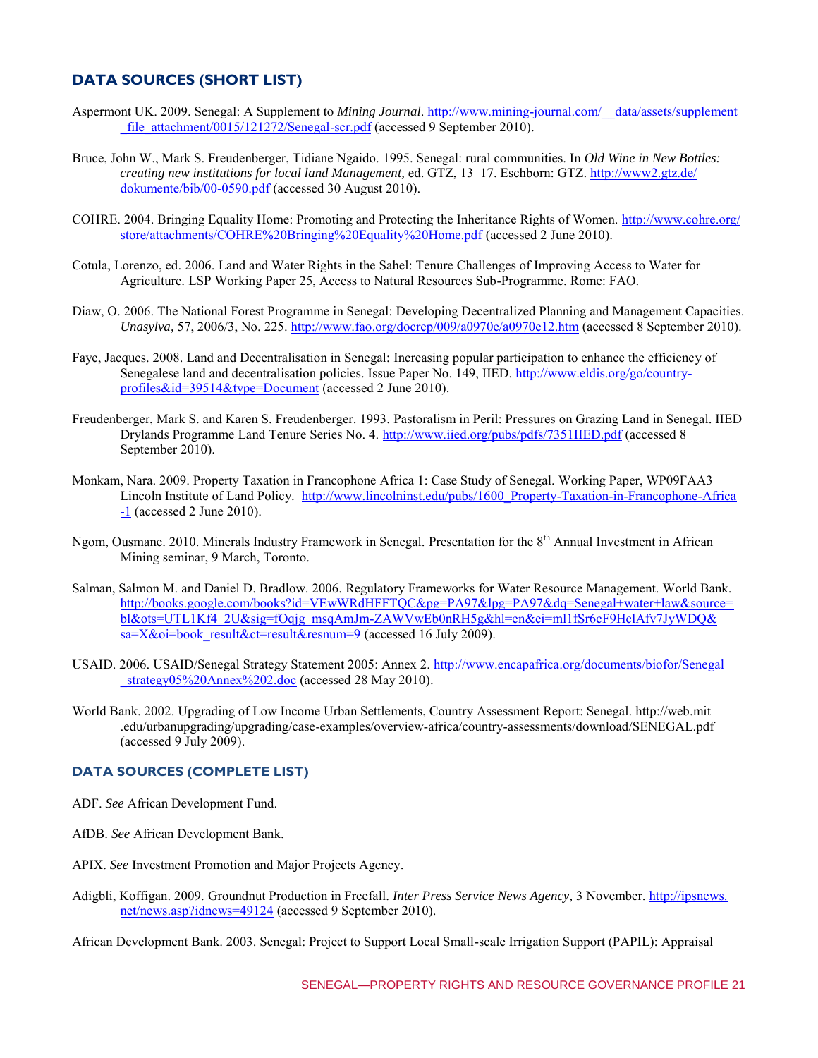## DATA SOURCES (SHORT LIST)

Aspermont UK. 2009. Senegal: A Supplement to *Mining Journal*. http://www.mining-journal.com/__data/assets/supplement_file_attachment/0015/121272/Senegal-scr.pdf (accessed 9 September 2010).

Bruce, John W., Mark S. Freudenberger, Tidiane Ngaido. 1995. Senegal: rural communities. In *Old Wine in New Bottles: creating new institutions for local land Management*, ed. GTZ, 13–17. Eschborn: GTZ. http://www2.gtz.de/dokumente/bib/00-0590.pdf (accessed 30 August 2010).

COHRE. 2004. Bringing Equality Home: Promoting and Protecting the Inheritance Rights of Women. http://www.cohre.org/store/attachments/COHRE%20Bringing%20Equality%20Home.pdf (accessed 2 June 2010).

Cotula, Lorenzo, ed. 2006. Land and Water Rights in the Sahel: Tenure Challenges of Improving Access to Water for Agriculture. LSP Working Paper 25, Access to Natural Resources Sub-Programme. Rome: FAO.

Diaw, O. 2006. The National Forest Programme in Senegal: Developing Decentralized Planning and Management Capacities. *Unasylva,* 57, 2006/3, No. 225. http://www.fao.org/docrep/009/a0970e/a0970e12.htm (accessed 8 September 2010).

Faye, Jacques. 2008. Land and Decentralisation in Senegal: Increasing popular participation to enhance the efficiency of Senegalese land and decentralisation policies. Issue Paper No. 149, IIED. http://www.eldis.org/go/country-profiles&id=39514&type=Document (accessed 2 June 2010).

Freudenberger, Mark S. and Karen S. Freudenberger. 1993. Pastoralism in Peril: Pressures on Grazing Land in Senegal. IIED Drylands Programme Land Tenure Series No. 4. http://www.iied.org/pubs/pdfs/7351IIED.pdf (accessed 8 September 2010).

Monkam, Nara. 2009. Property Taxation in Francophone Africa 1: Case Study of Senegal. Working Paper, WP09FAA3 Lincoln Institute of Land Policy. http://www.lincolninst.edu/pubs/1600_Property-Taxation-in-Francophone-Africa-1 (accessed 2 June 2010).

Ngom, Ousmane. 2010. Minerals Industry Framework in Senegal. Presentation for the 8th Annual Investment in African Mining seminar, 9 March, Toronto.

Salman, Salmon M. and Daniel D. Bradlow. 2006. Regulatory Frameworks for Water Resource Management. World Bank. http://books.google.com/books?id=VEwWRdHFFTQC&pg=PA97&lpg=PA97&dq=Senegal+water+law&source=bl&ots=UTL1Kf4_2U&sig=fOqjg_msqAmJm-ZAWVwEb0nRH5g&hl=en&ei=ml1fSr6cF9HclAfv7JyWDQ&sa=X&oi=book_result&ct=result&resnum=9 (accessed 16 July 2009).

USAID. 2006. USAID/Senegal Strategy Statement 2005: Annex 2. http://www.encapafrica.org/documents/biofor/Senegal_strategy05%20Annex%202.doc (accessed 28 May 2010).

World Bank. 2002. Upgrading of Low Income Urban Settlements, Country Assessment Report: Senegal. http://web.mit.edu/urbanupgrading/upgrading/case-examples/overview-africa/country-assessments/download/SENEGAL.pdf (accessed 9 July 2009).

## DATA SOURCES (COMPLETE LIST)

ADF. *See* African Development Fund.

AfDB. *See* African Development Bank.

APIX. *See* Investment Promotion and Major Projects Agency.

Adigbli, Koffigan. 2009. Groundnut Production in Freefall. *Inter Press Service News Agency,* 3 November. http://ipsnews.net/news.asp?idnews=49124 (accessed 9 September 2010).

African Development Bank. 2003. Senegal: Project to Support Local Small-scale Irrigation Support (PAPIL): Appraisal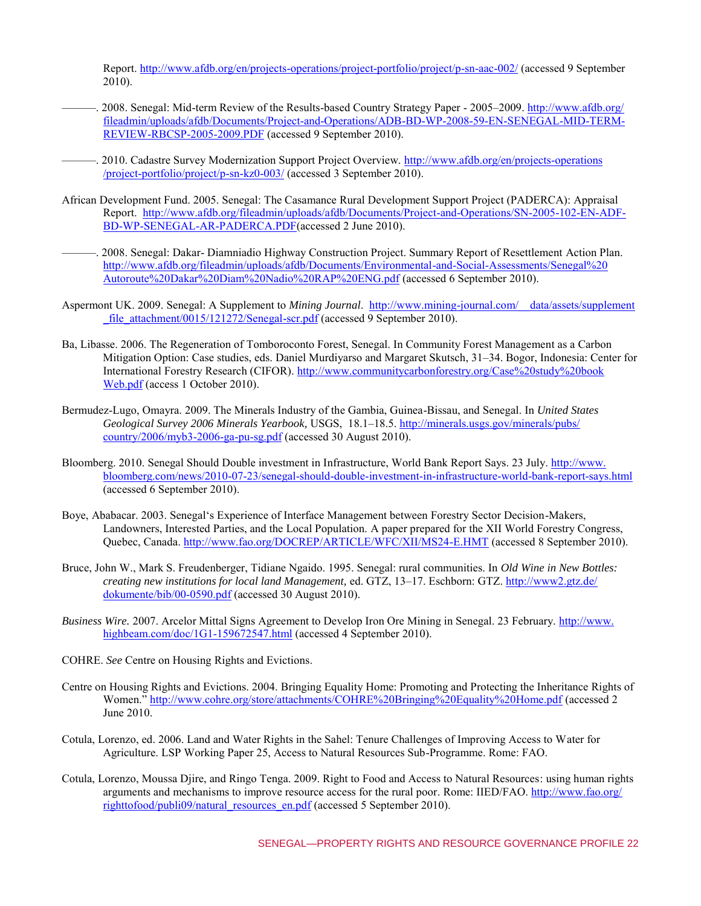Report. http://www.afdb.org/en/projects-operations/project-portfolio/project/p-sn-aac-002/ (accessed 9 September 2010).

———. 2008. Senegal: Mid-term Review of the Results-based Country Strategy Paper - 2005–2009. http://www.afdb.org/fileadmin/uploads/afdb/Documents/Project-and-Operations/ADB-BD-WP-2008-59-EN-SENEGAL-MID-TERM-REVIEW-RBCSP-2005-2009.PDF (accessed 9 September 2010).

———. 2010. Cadastre Survey Modernization Support Project Overview. http://www.afdb.org/en/projects-operations/project-portfolio/project/p-sn-kz0-003/ (accessed 3 September 2010).

African Development Fund. 2005. Senegal: The Casamance Rural Development Support Project (PADERCA): Appraisal Report. http://www.afdb.org/fileadmin/uploads/afdb/Documents/Project-and-Operations/SN-2005-102-EN-ADF-BD-WP-SENEGAL-AR-PADERCA.PDF(accessed 2 June 2010).

———. 2008. Senegal: Dakar- Diamniadio Highway Construction Project. Summary Report of Resettlement Action Plan. http://www.afdb.org/fileadmin/uploads/afdb/Documents/Environmental-and-Social-Assessments/Senegal%20Autoroute%20Dakar%20Diam%20Nadio%20RAP%20ENG.pdf (accessed 6 September 2010).

Aspermont UK. 2009. Senegal: A Supplement to *Mining Journal*. http://www.mining-journal.com/__data/assets/supplement_file_attachment/0015/121272/Senegal-scr.pdf (accessed 9 September 2010).

Ba, Libasse. 2006. The Regeneration of Tomboroconto Forest, Senegal. In Community Forest Management as a Carbon Mitigation Option: Case studies, eds. Daniel Murdiyarso and Margaret Skutsch, 31–34. Bogor, Indonesia: Center for International Forestry Research (CIFOR). http://www.communitycarbonforestry.org/Case%20study%20book Web.pdf (access 1 October 2010).

Bermudez-Lugo, Omayra. 2009. The Minerals Industry of the Gambia, Guinea-Bissau, and Senegal. In *United States Geological Survey 2006 Minerals Yearbook,* USGS, 18.1–18.5. http://minerals.usgs.gov/minerals/pubs/country/2006/myb3-2006-ga-pu-sg.pdf (accessed 30 August 2010).

Bloomberg. 2010. Senegal Should Double investment in Infrastructure, World Bank Report Says. 23 July. http://www.bloomberg.com/news/2010-07-23/senegal-should-double-investment-in-infrastructure-world-bank-report-says.html (accessed 6 September 2010).

Boye, Ababacar. 2003. Senegal's Experience of Interface Management between Forestry Sector Decision-Makers, Landowners, Interested Parties, and the Local Population. A paper prepared for the XII World Forestry Congress, Quebec, Canada. http://www.fao.org/DOCREP/ARTICLE/WFC/XII/MS24-E.HMT (accessed 8 September 2010).

Bruce, John W., Mark S. Freudenberger, Tidiane Ngaido. 1995. Senegal: rural communities. In *Old Wine in New Bottles: creating new institutions for local land Management,* ed. GTZ, 13–17. Eschborn: GTZ. http://www2.gtz.de/dokumente/bib/00-0590.pdf (accessed 30 August 2010).

*Business Wire.* 2007. Arcelor Mittal Signs Agreement to Develop Iron Ore Mining in Senegal. 23 February. http://www.highbeam.com/doc/1G1-159672547.html (accessed 4 September 2010).

COHRE. *See* Centre on Housing Rights and Evictions.

Centre on Housing Rights and Evictions. 2004. Bringing Equality Home: Promoting and Protecting the Inheritance Rights of Women." http://www.cohre.org/store/attachments/COHRE%20Bringing%20Equality%20Home.pdf (accessed 2 June 2010.

Cotula, Lorenzo, ed. 2006. Land and Water Rights in the Sahel: Tenure Challenges of Improving Access to Water for Agriculture. LSP Working Paper 25, Access to Natural Resources Sub-Programme. Rome: FAO.

Cotula, Lorenzo, Moussa Djire, and Ringo Tenga. 2009. Right to Food and Access to Natural Resources: using human rights arguments and mechanisms to improve resource access for the rural poor. Rome: IIED/FAO. http://www.fao.org/righttofood/publi09/natural_resources_en.pdf (accessed 5 September 2010).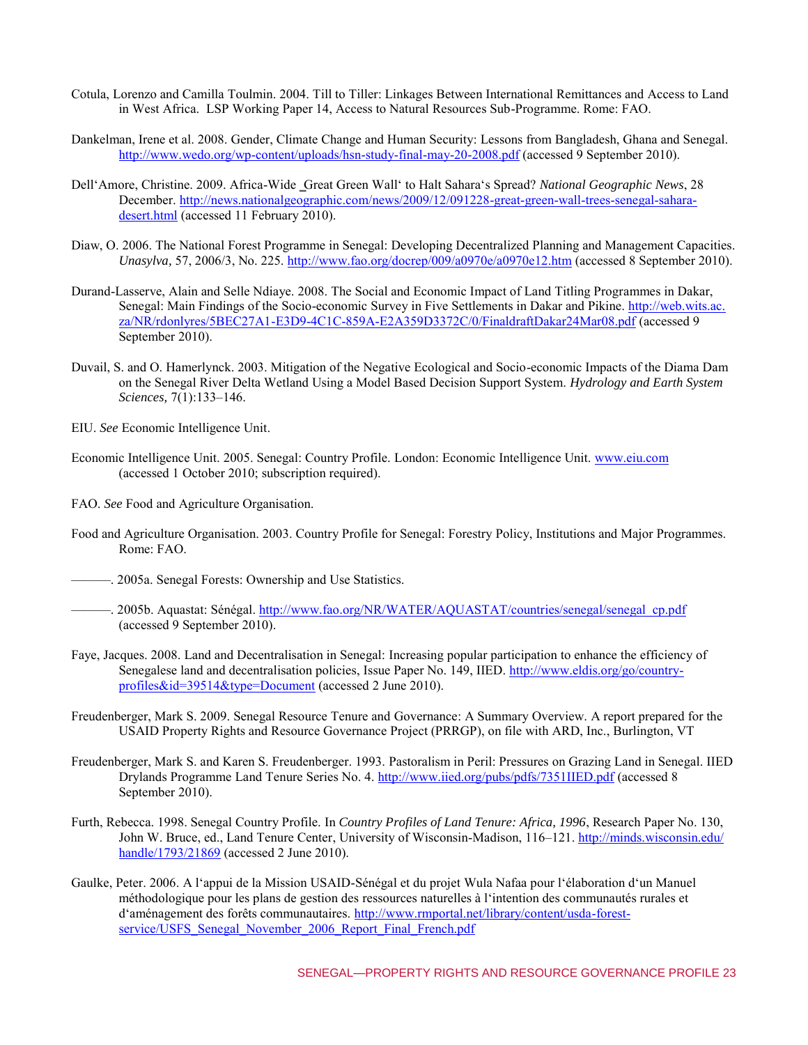Cotula, Lorenzo and Camilla Toulmin. 2004. Till to Tiller: Linkages Between International Remittances and Access to Land in West Africa. LSP Working Paper 14, Access to Natural Resources Sub-Programme. Rome: FAO.

Dankelman, Irene et al. 2008. Gender, Climate Change and Human Security: Lessons from Bangladesh, Ghana and Senegal. http://www.wedo.org/wp-content/uploads/hsn-study-final-may-20-2008.pdf (accessed 9 September 2010).

Dell'Amore, Christine. 2009. Africa-Wide 'Great Green Wall' to Halt Sahara's Spread? *National Geographic News*, 28 December. http://news.nationalgeographic.com/news/2009/12/091228-great-green-wall-trees-senegal-sahara-desert.html (accessed 11 February 2010).

Diaw, O. 2006. The National Forest Programme in Senegal: Developing Decentralized Planning and Management Capacities. *Unasylva,* 57, 2006/3, No. 225. http://www.fao.org/docrep/009/a0970e/a0970e12.htm (accessed 8 September 2010).

Durand-Lasserve, Alain and Selle Ndiaye. 2008. The Social and Economic Impact of Land Titling Programmes in Dakar, Senegal: Main Findings of the Socio-economic Survey in Five Settlements in Dakar and Pikine. http://web.wits.ac.za/NR/rdonlyres/5BEC27A1-E3D9-4C1C-859A-E2A359D3372C/0/FinaldraftDakar24Mar08.pdf (accessed 9 September 2010).

Duvail, S. and O. Hamerlynck. 2003. Mitigation of the Negative Ecological and Socio-economic Impacts of the Diama Dam on the Senegal River Delta Wetland Using a Model Based Decision Support System. *Hydrology and Earth System Sciences,* 7(1):133–146.

EIU. *See* Economic Intelligence Unit.

Economic Intelligence Unit. 2005. Senegal: Country Profile. London: Economic Intelligence Unit. www.eiu.com (accessed 1 October 2010; subscription required).

FAO. *See* Food and Agriculture Organisation.

Food and Agriculture Organisation. 2003. Country Profile for Senegal: Forestry Policy, Institutions and Major Programmes. Rome: FAO.

———. 2005a. Senegal Forests: Ownership and Use Statistics.

———. 2005b. Aquastat: Sénégal. http://www.fao.org/NR/WATER/AQUASTAT/countries/senegal/senegal_cp.pdf (accessed 9 September 2010).

Faye, Jacques. 2008. Land and Decentralisation in Senegal: Increasing popular participation to enhance the efficiency of Senegalese land and decentralisation policies, Issue Paper No. 149, IIED. http://www.eldis.org/go/country-profiles&id=39514&type=Document (accessed 2 June 2010).

Freudenberger, Mark S. 2009. Senegal Resource Tenure and Governance: A Summary Overview. A report prepared for the USAID Property Rights and Resource Governance Project (PRRGP), on file with ARD, Inc., Burlington, VT

Freudenberger, Mark S. and Karen S. Freudenberger. 1993. Pastoralism in Peril: Pressures on Grazing Land in Senegal. IIED Drylands Programme Land Tenure Series No. 4. http://www.iied.org/pubs/pdfs/7351IIED.pdf (accessed 8 September 2010).

Furth, Rebecca. 1998. Senegal Country Profile. In *Country Profiles of Land Tenure: Africa, 1996*, Research Paper No. 130, John W. Bruce, ed., Land Tenure Center, University of Wisconsin-Madison, 116–121. http://minds.wisconsin.edu/handle/1793/21869 (accessed 2 June 2010).

Gaulke, Peter. 2006. A l'appui de la Mission USAID-Sénégal et du projet Wula Nafaa pour l'élaboration d'un Manuel méthodologique pour les plans de gestion des ressources naturelles à l'intention des communautés rurales et d'aménagement des forêts communautaires. http://www.rmportal.net/library/content/usda-forest-service/USFS_Senegal_November_2006_Report_Final_French.pdf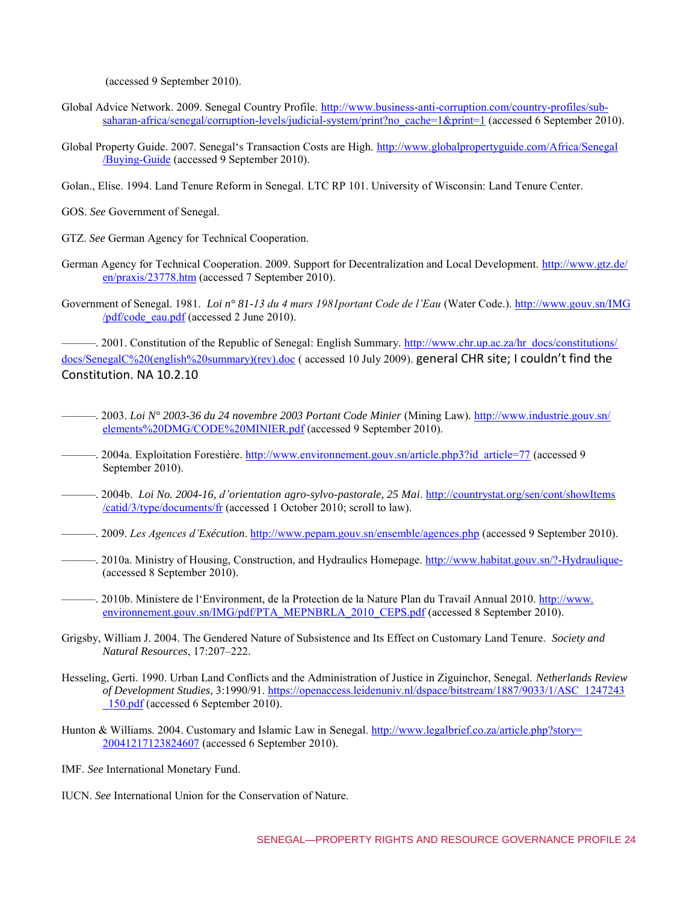(accessed 9 September 2010).

Global Advice Network. 2009. Senegal Country Profile. http://www.business-anti-corruption.com/country-profiles/sub-saharan-africa/senegal/corruption-levels/judicial-system/print?no_cache=1&print=1 (accessed 6 September 2010).

Global Property Guide. 2007. Senegal's Transaction Costs are High. http://www.globalpropertyguide.com/Africa/Senegal/Buying-Guide (accessed 9 September 2010).

Golan., Elise. 1994. Land Tenure Reform in Senegal. LTC RP 101. University of Wisconsin: Land Tenure Center.

GOS. *See* Government of Senegal.

GTZ. *See* German Agency for Technical Cooperation.

German Agency for Technical Cooperation. 2009. Support for Decentralization and Local Development. http://www.gtz.de/en/praxis/23778.htm (accessed 7 September 2010).

Government of Senegal. 1981. *Loi n° 81-13 du 4 mars 1981portant Code de l'Eau* (Water Code.). http://www.gouv.sn/IMG/pdf/code_eau.pdf (accessed 2 June 2010).

———. 2001. Constitution of the Republic of Senegal: English Summary. http://www.chr.up.ac.za/hr_docs/constitutions/docs/SenegalC%20(english%20summary)(rev).doc ( accessed 10 July 2009). general CHR site; I couldn't find the Constitution. NA 10.2.10

———. 2003. *Loi N° 2003-36 du 24 novembre 2003 Portant Code Minier* (Mining Law). http://www.industrie.gouv.sn/elements%20DMG/CODE%20MINIER.pdf (accessed 9 September 2010).

———. 2004a. Exploitation Forestière. http://www.environnement.gouv.sn/article.php3?id_article=77 (accessed 9 September 2010).

———. 2004b. *Loi No. 2004-16, d'orientation agro-sylvo-pastorale, 25 Mai*. http://countrystat.org/sen/cont/showItems/catid/3/type/documents/fr (accessed 1 October 2010; scroll to law).

———. 2009. *Les Agences d'Exécution*. http://www.pepam.gouv.sn/ensemble/agences.php (accessed 9 September 2010).

———. 2010a. Ministry of Housing, Construction, and Hydraulics Homepage. http://www.habitat.gouv.sn/?-Hydraulique- (accessed 8 September 2010).

———. 2010b. Ministere de l'Environment, de la Protection de la Nature Plan du Travail Annual 2010. http://www.environnement.gouv.sn/IMG/pdf/PTA_MEPNBRLA_2010_CEPS.pdf (accessed 8 September 2010).

Grigsby, William J. 2004. The Gendered Nature of Subsistence and Its Effect on Customary Land Tenure. *Society and Natural Resources*, 17:207–222.

Hesseling, Gerti. 1990. Urban Land Conflicts and the Administration of Justice in Ziguinchor, Senegal. *Netherlands Review of Development Studies*, 3:1990/91. https://openaccess.leidenuniv.nl/dspace/bitstream/1887/9033/1/ASC_1247243_150.pdf (accessed 6 September 2010).

Hunton & Williams. 2004. Customary and Islamic Law in Senegal. http://www.legalbrief.co.za/article.php?story=20041217123824607 (accessed 6 September 2010).

IMF. *See* International Monetary Fund.

IUCN. *See* International Union for the Conservation of Nature.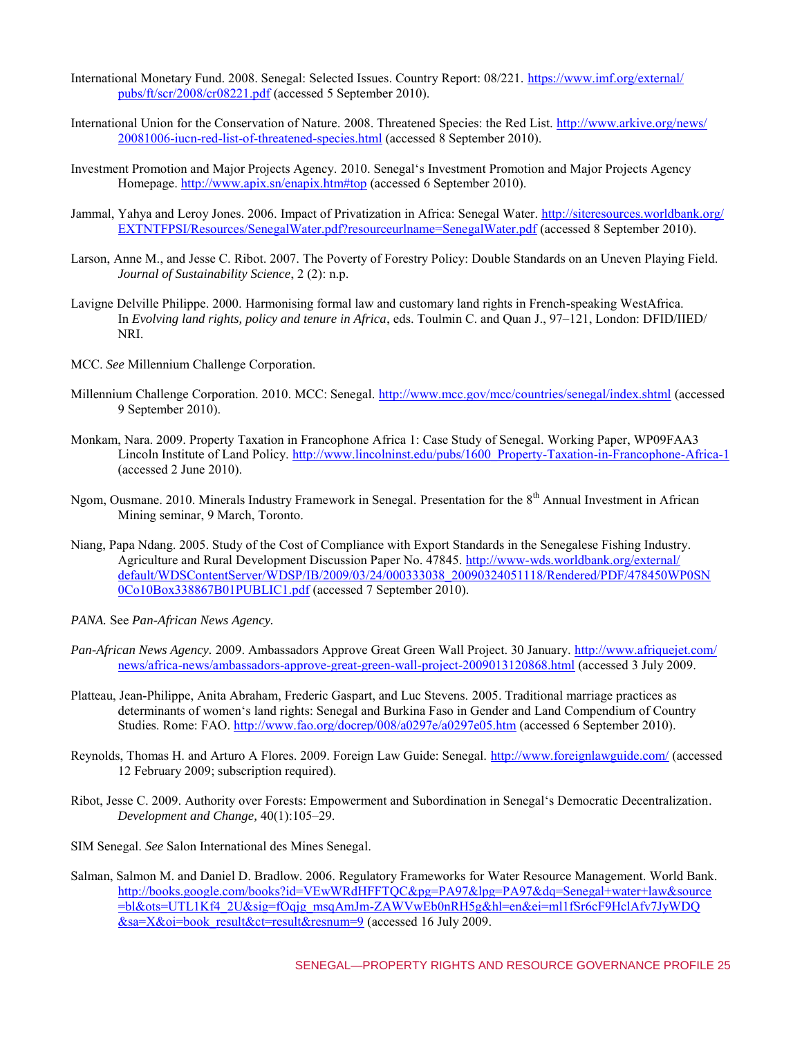International Monetary Fund. 2008. Senegal: Selected Issues. Country Report: 08/221. https://www.imf.org/external/pubs/ft/scr/2008/cr08221.pdf (accessed 5 September 2010).

International Union for the Conservation of Nature. 2008. Threatened Species: the Red List. http://www.arkive.org/news/20081006-iucn-red-list-of-threatened-species.html (accessed 8 September 2010).

Investment Promotion and Major Projects Agency. 2010. Senegal's Investment Promotion and Major Projects Agency Homepage. http://www.apix.sn/enapix.htm#top (accessed 6 September 2010).

Jammal, Yahya and Leroy Jones. 2006. Impact of Privatization in Africa: Senegal Water. http://siteresources.worldbank.org/EXTNTFPSI/Resources/SenegalWater.pdf?resourceurlname=SenegalWater.pdf (accessed 8 September 2010).

Larson, Anne M., and Jesse C. Ribot. 2007. The Poverty of Forestry Policy: Double Standards on an Uneven Playing Field. *Journal of Sustainability Science*, 2 (2): n.p.

Lavigne Delville Philippe. 2000. Harmonising formal law and customary land rights in French-speaking WestAfrica. In *Evolving land rights, policy and tenure in Africa*, eds. Toulmin C. and Quan J., 97–121, London: DFID/IIED/NRI.

MCC. *See* Millennium Challenge Corporation.

Millennium Challenge Corporation. 2010. MCC: Senegal. http://www.mcc.gov/mcc/countries/senegal/index.shtml (accessed 9 September 2010).

Monkam, Nara. 2009. Property Taxation in Francophone Africa 1: Case Study of Senegal. Working Paper, WP09FAA3 Lincoln Institute of Land Policy. http://www.lincolninst.edu/pubs/1600_Property-Taxation-in-Francophone-Africa-1 (accessed 2 June 2010).

Ngom, Ousmane. 2010. Minerals Industry Framework in Senegal. Presentation for the 8th Annual Investment in African Mining seminar, 9 March, Toronto.

Niang, Papa Ndang. 2005. Study of the Cost of Compliance with Export Standards in the Senegalese Fishing Industry. Agriculture and Rural Development Discussion Paper No. 47845. http://www-wds.worldbank.org/external/default/WDSContentServer/WDSP/IB/2009/03/24/000333038_20090324051118/Rendered/PDF/478450WP0SN0Co10Box338867B01PUBLIC1.pdf (accessed 7 September 2010).

*PANA.* See *Pan-African News Agency.*

*Pan-African News Agency.* 2009. Ambassadors Approve Great Green Wall Project. 30 January. http://www.afriquejet.com/news/africa-news/ambassadors-approve-great-green-wall-project-2009013120868.html (accessed 3 July 2009.

Platteau, Jean-Philippe, Anita Abraham, Frederic Gaspart, and Luc Stevens. 2005. Traditional marriage practices as determinants of women's land rights: Senegal and Burkina Faso in Gender and Land Compendium of Country Studies. Rome: FAO. http://www.fao.org/docrep/008/a0297e/a0297e05.htm (accessed 6 September 2010).

Reynolds, Thomas H. and Arturo A Flores. 2009. Foreign Law Guide: Senegal. http://www.foreignlawguide.com/ (accessed 12 February 2009; subscription required).

Ribot, Jesse C. 2009. Authority over Forests: Empowerment and Subordination in Senegal's Democratic Decentralization. *Development and Change,* 40(1):105–29.

SIM Senegal. *See* Salon International des Mines Senegal.

Salman, Salmon M. and Daniel D. Bradlow. 2006. Regulatory Frameworks for Water Resource Management. World Bank. http://books.google.com/books?id=VEwWRdHFFTQC&pg=PA97&lpg=PA97&dq=Senegal+water+law&source=bl&ots=UTL1Kf4_2U&sig=fOqjg_msqAmJm-ZAWVwEb0nRH5g&hl=en&ei=ml1fSr6cF9HclAfv7JyWDQ&sa=X&oi=book_result&ct=result&resnum=9 (accessed 16 July 2009.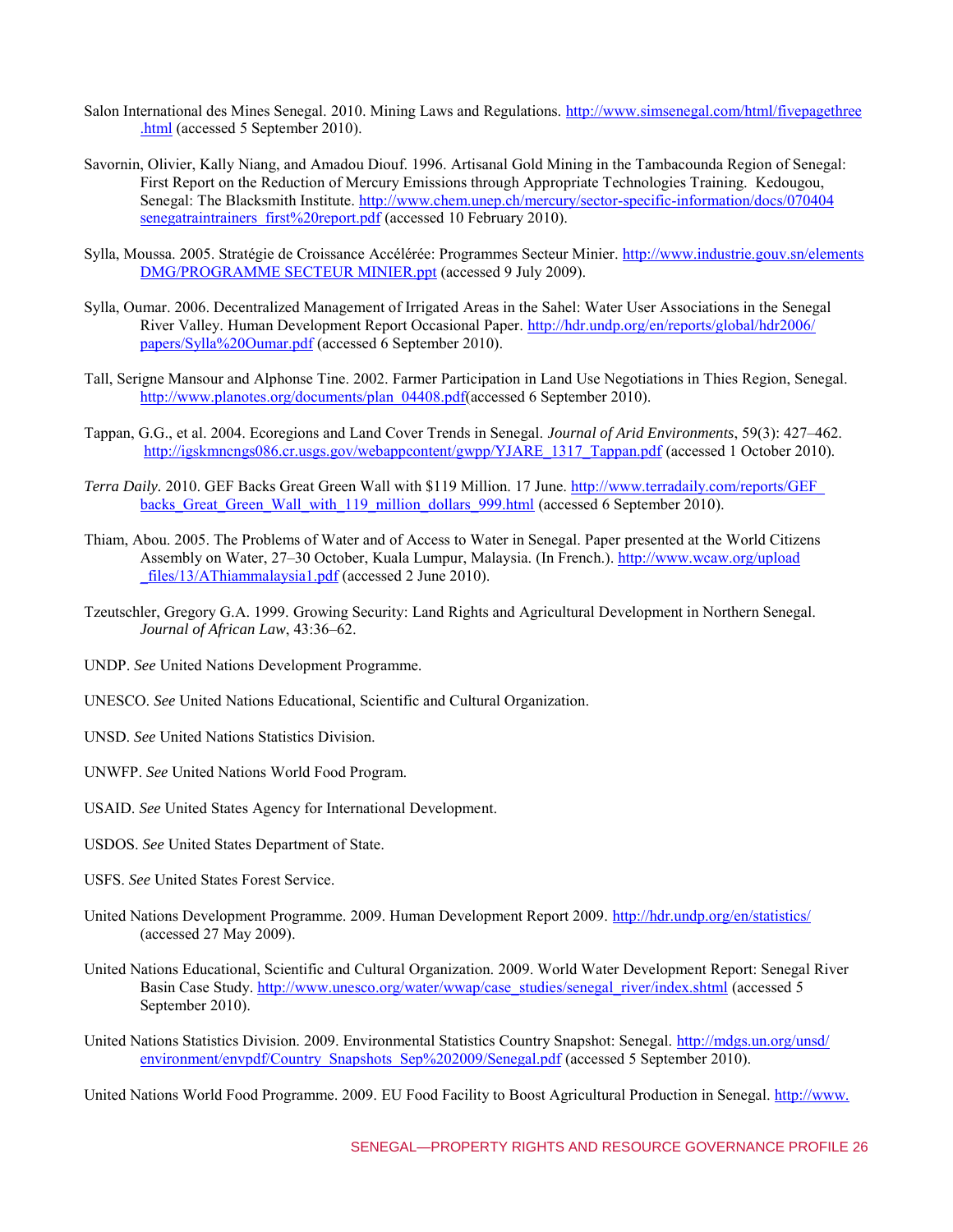Salon International des Mines Senegal. 2010. Mining Laws and Regulations. http://www.simsenegal.com/html/fivepagethree.html (accessed 5 September 2010).

Savornin, Olivier, Kally Niang, and Amadou Diouf. 1996. Artisanal Gold Mining in the Tambacounda Region of Senegal: First Report on the Reduction of Mercury Emissions through Appropriate Technologies Training. Kedougou, Senegal: The Blacksmith Institute. http://www.chem.unep.ch/mercury/sector-specific-information/docs/070404senegatraintrainers_first%20report.pdf (accessed 10 February 2010).

Sylla, Moussa. 2005. Stratégie de Croissance Accélérée: Programmes Secteur Minier. http://www.industrie.gouv.sn/elements DMG/PROGRAMME SECTEUR MINIER.ppt (accessed 9 July 2009).

Sylla, Oumar. 2006. Decentralized Management of Irrigated Areas in the Sahel: Water User Associations in the Senegal River Valley. Human Development Report Occasional Paper. http://hdr.undp.org/en/reports/global/hdr2006/papers/Sylla%20Oumar.pdf (accessed 6 September 2010).

Tall, Serigne Mansour and Alphonse Tine. 2002. Farmer Participation in Land Use Negotiations in Thies Region, Senegal. http://www.planotes.org/documents/plan_04408.pdf(accessed 6 September 2010).

Tappan, G.G., et al. 2004. Ecoregions and Land Cover Trends in Senegal. *Journal of Arid Environments*, 59(3): 427–462. http://igskmncngs086.cr.usgs.gov/webappcontent/gwpp/YJARE_1317_Tappan.pdf (accessed 1 October 2010).

*Terra Daily*. 2010. GEF Backs Great Green Wall with $119 Million. 17 June. http://www.terradaily.com/reports/GEF_backs_Great_Green_Wall_with_119_million_dollars_999.html (accessed 6 September 2010).

Thiam, Abou. 2005. The Problems of Water and of Access to Water in Senegal. Paper presented at the World Citizens Assembly on Water, 27–30 October, Kuala Lumpur, Malaysia. (In French.). http://www.wcaw.org/upload_files/13/AThiammalaysia1.pdf (accessed 2 June 2010).

Tzeutschler, Gregory G.A. 1999. Growing Security: Land Rights and Agricultural Development in Northern Senegal. *Journal of African Law*, 43:36–62.

UNDP. *See* United Nations Development Programme.

UNESCO. *See* United Nations Educational, Scientific and Cultural Organization.

UNSD. *See* United Nations Statistics Division.

UNWFP. *See* United Nations World Food Program.

USAID. *See* United States Agency for International Development.

USDOS. *See* United States Department of State.

USFS. *See* United States Forest Service.

United Nations Development Programme. 2009. Human Development Report 2009. http://hdr.undp.org/en/statistics/ (accessed 27 May 2009).

United Nations Educational, Scientific and Cultural Organization. 2009. World Water Development Report: Senegal River Basin Case Study. http://www.unesco.org/water/wwap/case_studies/senegal_river/index.shtml (accessed 5 September 2010).

United Nations Statistics Division. 2009. Environmental Statistics Country Snapshot: Senegal. http://mdgs.un.org/unsd/environment/envpdf/Country_Snapshots_Sep%202009/Senegal.pdf (accessed 5 September 2010).

United Nations World Food Programme. 2009. EU Food Facility to Boost Agricultural Production in Senegal. http://www.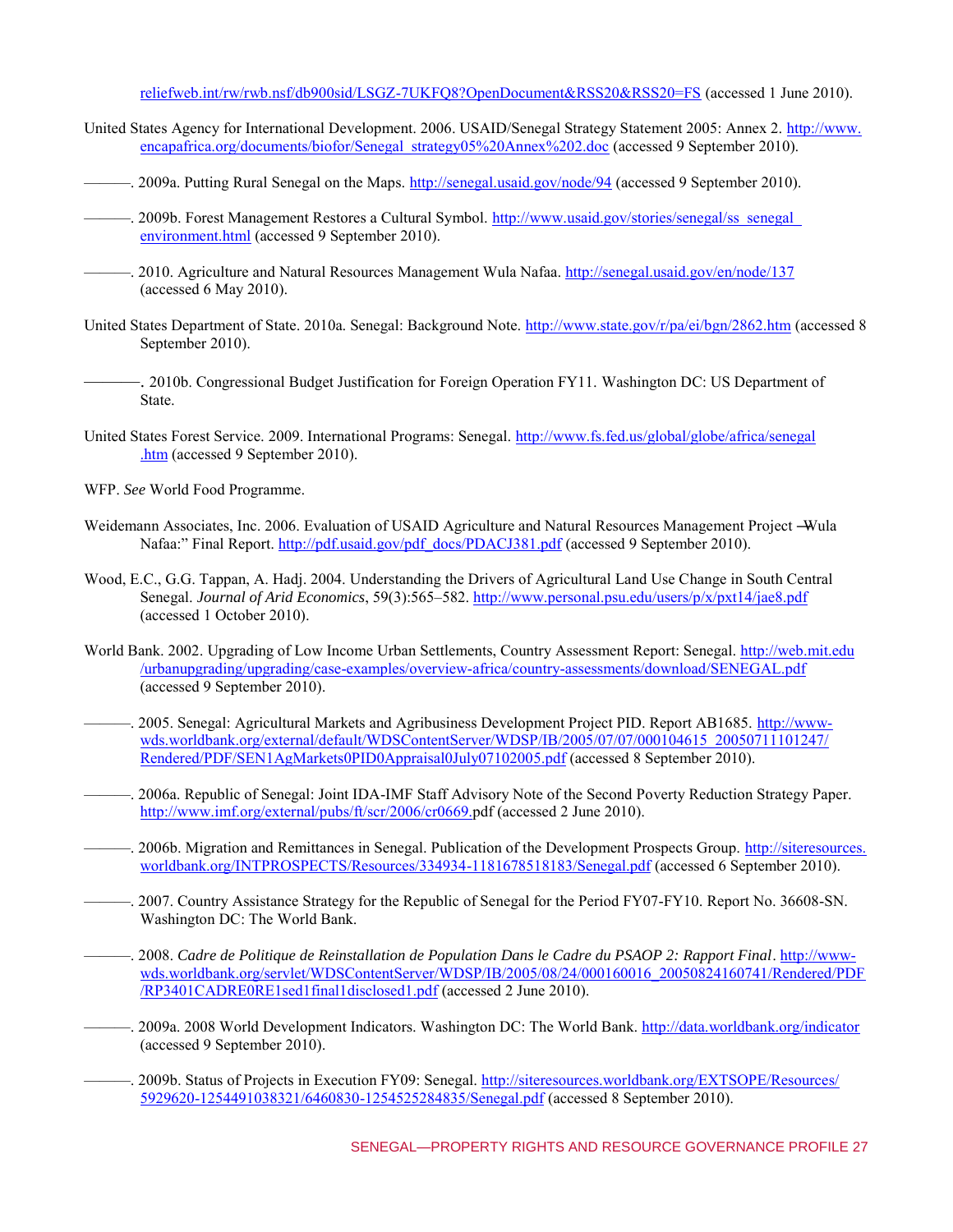reliefweb.int/rw/rwb.nsf/db900sid/LSGZ-7UKFQ8?OpenDocument&RSS20&RSS20=FS (accessed 1 June 2010).

United States Agency for International Development. 2006. USAID/Senegal Strategy Statement 2005: Annex 2. http://www.encapafrica.org/documents/biofor/Senegal_strategy05%20Annex%202.doc (accessed 9 September 2010).

———. 2009a. Putting Rural Senegal on the Maps. http://senegal.usaid.gov/node/94 (accessed 9 September 2010).

———. 2009b. Forest Management Restores a Cultural Symbol. http://www.usaid.gov/stories/senegal/ss_senegal_environment.html (accessed 9 September 2010).

———. 2010. Agriculture and Natural Resources Management Wula Nafaa. http://senegal.usaid.gov/en/node/137 (accessed 6 May 2010).

United States Department of State. 2010a. Senegal: Background Note. http://www.state.gov/r/pa/ei/bgn/2862.htm (accessed 8 September 2010).

————. 2010b. Congressional Budget Justification for Foreign Operation FY11. Washington DC: US Department of State.

United States Forest Service. 2009. International Programs: Senegal. http://www.fs.fed.us/global/globe/africa/senegal.htm (accessed 9 September 2010).

WFP. *See* World Food Programme.

Weidemann Associates, Inc. 2006. Evaluation of USAID Agriculture and Natural Resources Management Project ―Wula Nafaa:" Final Report. http://pdf.usaid.gov/pdf_docs/PDACJ381.pdf (accessed 9 September 2010).

Wood, E.C., G.G. Tappan, A. Hadj. 2004. Understanding the Drivers of Agricultural Land Use Change in South Central Senegal. *Journal of Arid Economics*, 59(3):565–582. http://www.personal.psu.edu/users/p/x/pxt14/jae8.pdf (accessed 1 October 2010).

World Bank. 2002. Upgrading of Low Income Urban Settlements, Country Assessment Report: Senegal. http://web.mit.edu/urbanupgrading/upgrading/case-examples/overview-africa/country-assessments/download/SENEGAL.pdf (accessed 9 September 2010).

———. 2005. Senegal: Agricultural Markets and Agribusiness Development Project PID. Report AB1685. http://www-wds.worldbank.org/external/default/WDSContentServer/WDSP/IB/2005/07/07/000104615_20050711101247/Rendered/PDF/SEN1AgMarkets0PID0Appraisal0July07102005.pdf (accessed 8 September 2010).

———. 2006a. Republic of Senegal: Joint IDA-IMF Staff Advisory Note of the Second Poverty Reduction Strategy Paper. http://www.imf.org/external/pubs/ft/scr/2006/cr0669.pdf (accessed 2 June 2010).

———. 2006b. Migration and Remittances in Senegal. Publication of the Development Prospects Group. http://siteresources.worldbank.org/INTPROSPECTS/Resources/334934-1181678518183/Senegal.pdf (accessed 6 September 2010).

———. 2007. Country Assistance Strategy for the Republic of Senegal for the Period FY07-FY10. Report No. 36608-SN. Washington DC: The World Bank.

———. 2008. *Cadre de Politique de Reinstallation de Population Dans le Cadre du PSAOP 2: Rapport Final*. http://www-wds.worldbank.org/servlet/WDSContentServer/WDSP/IB/2005/08/24/000160016_20050824160741/Rendered/PDF/RP3401CADRE0RE1sed1final1disclosed1.pdf (accessed 2 June 2010).

———. 2009a. 2008 World Development Indicators. Washington DC: The World Bank. http://data.worldbank.org/indicator (accessed 9 September 2010).

———. 2009b. Status of Projects in Execution FY09: Senegal. http://siteresources.worldbank.org/EXTSOPE/Resources/5929620-1254491038321/6460830-1254525284835/Senegal.pdf (accessed 8 September 2010).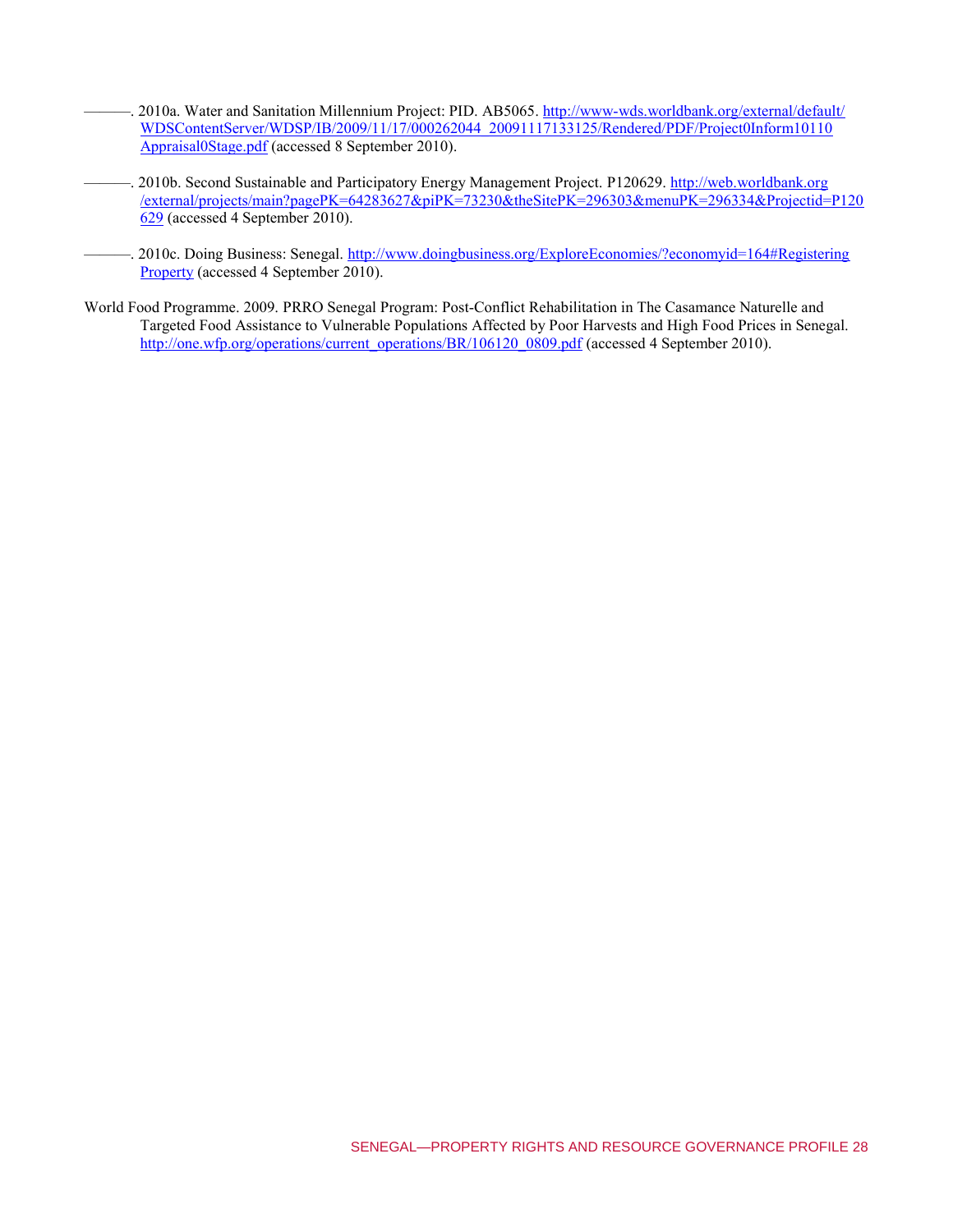———. 2010a. Water and Sanitation Millennium Project: PID. AB5065. http://www-wds.worldbank.org/external/default/WDSContentServer/WDSP/IB/2009/11/17/000262044_20091117133125/Rendered/PDF/Project0Inform10110Appraisal0Stage.pdf (accessed 8 September 2010).

———. 2010b. Second Sustainable and Participatory Energy Management Project. P120629. http://web.worldbank.org/external/projects/main?pagePK=64283627&piPK=73230&theSitePK=296303&menuPK=296334&Projectid=P120629 (accessed 4 September 2010).

———. 2010c. Doing Business: Senegal. http://www.doingbusiness.org/ExploreEconomies/?economyid=164#Registering Property (accessed 4 September 2010).

World Food Programme. 2009. PRRO Senegal Program: Post-Conflict Rehabilitation in The Casamance Naturelle and Targeted Food Assistance to Vulnerable Populations Affected by Poor Harvests and High Food Prices in Senegal. http://one.wfp.org/operations/current_operations/BR/106120_0809.pdf (accessed 4 September 2010).